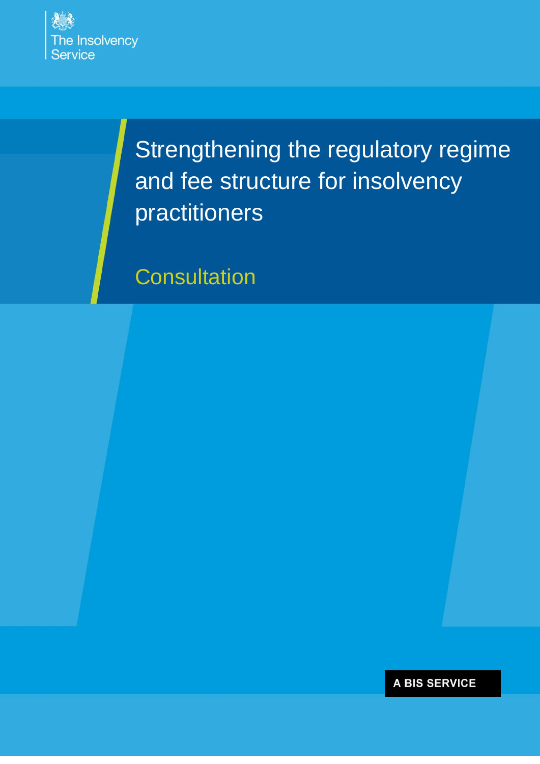The Insolvency Service

# Strengthening the regulatory regime and fee structure for insolvency practitioners

## Consultation

A BIS SERVICE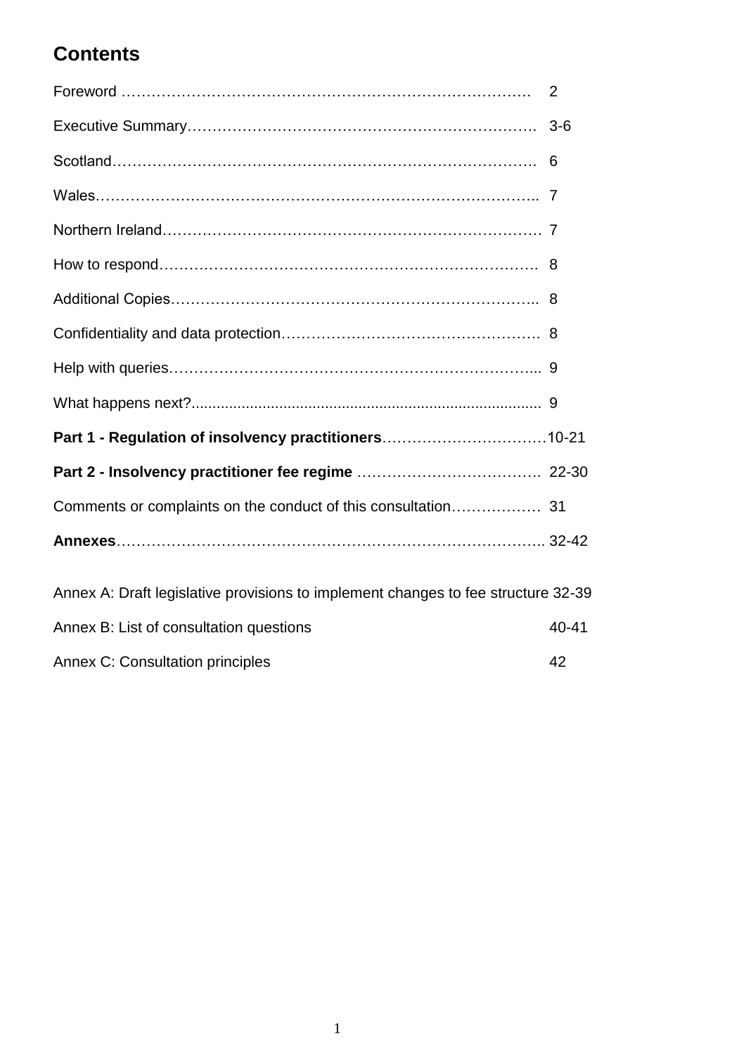# Contents

Foreword ………………………………………………………………………. 2

Executive Summary………………………………………………………….. 3-6

Scotland…………………………………………………………………………. 6

Wales……………………………………………………………………………. 7

Northern Ireland………………………………………………………………… 7

How to respond………………………………………………………………… 8

Additional Copies……………………………………………………………….. 8

Confidentiality and data protection…………………………………………… 8

Help with queries……………………………………………………………….. 9

What happens next?..................................................................................... 9

**Part 1 - Regulation of insolvency practitioners**……………………………10-21

**Part 2 - Insolvency practitioner fee regime** ………………………………. 22-30

Comments or complaints on the conduct of this consultation……………… 31

**Annexes**………………………………………………………………………….. 32-42

Annex A: Draft legislative provisions to implement changes to fee structure 32-39

Annex B: List of consultation questions 40-41

Annex C: Consultation principles 42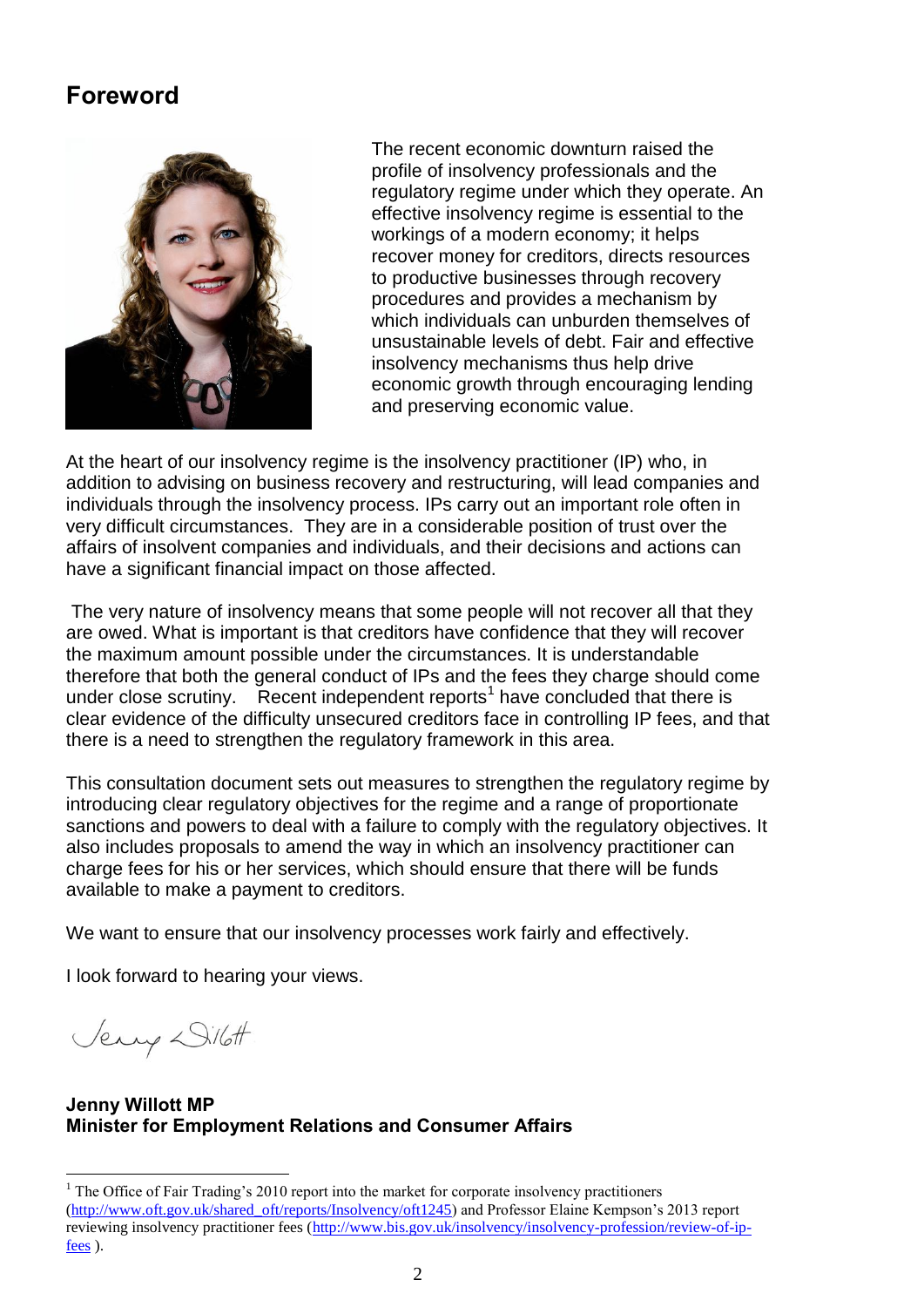## Foreword

The recent economic downturn raised the profile of insolvency professionals and the regulatory regime under which they operate. An effective insolvency regime is essential to the workings of a modern economy; it helps recover money for creditors, directs resources to productive businesses through recovery procedures and provides a mechanism by which individuals can unburden themselves of unsustainable levels of debt. Fair and effective insolvency mechanisms thus help drive economic growth through encouraging lending and preserving economic value.

At the heart of our insolvency regime is the insolvency practitioner (IP) who, in addition to advising on business recovery and restructuring, will lead companies and individuals through the insolvency process. IPs carry out an important role often in very difficult circumstances. They are in a considerable position of trust over the affairs of insolvent companies and individuals, and their decisions and actions can have a significant financial impact on those affected.

The very nature of insolvency means that some people will not recover all that they are owed. What is important is that creditors have confidence that they will recover the maximum amount possible under the circumstances. It is understandable therefore that both the general conduct of IPs and the fees they charge should come under close scrutiny. Recent independent reports[1] have concluded that there is clear evidence of the difficulty unsecured creditors face in controlling IP fees, and that there is a need to strengthen the regulatory framework in this area.

This consultation document sets out measures to strengthen the regulatory regime by introducing clear regulatory objectives for the regime and a range of proportionate sanctions and powers to deal with a failure to comply with the regulatory objectives. It also includes proposals to amend the way in which an insolvency practitioner can charge fees for his or her services, which should ensure that there will be funds available to make a payment to creditors.

We want to ensure that our insolvency processes work fairly and effectively.

I look forward to hearing your views.

Jenny Willott

**Jenny Willott MP**
**Minister for Employment Relations and Consumer Affairs**

[1] The Office of Fair Trading's 2010 report into the market for corporate insolvency practitioners (http://www.oft.gov.uk/shared_oft/reports/Insolvency/oft1245) and Professor Elaine Kempson's 2013 report reviewing insolvency practitioner fees (http://www.bis.gov.uk/insolvency/insolvency-profession/review-of-ip-fees ).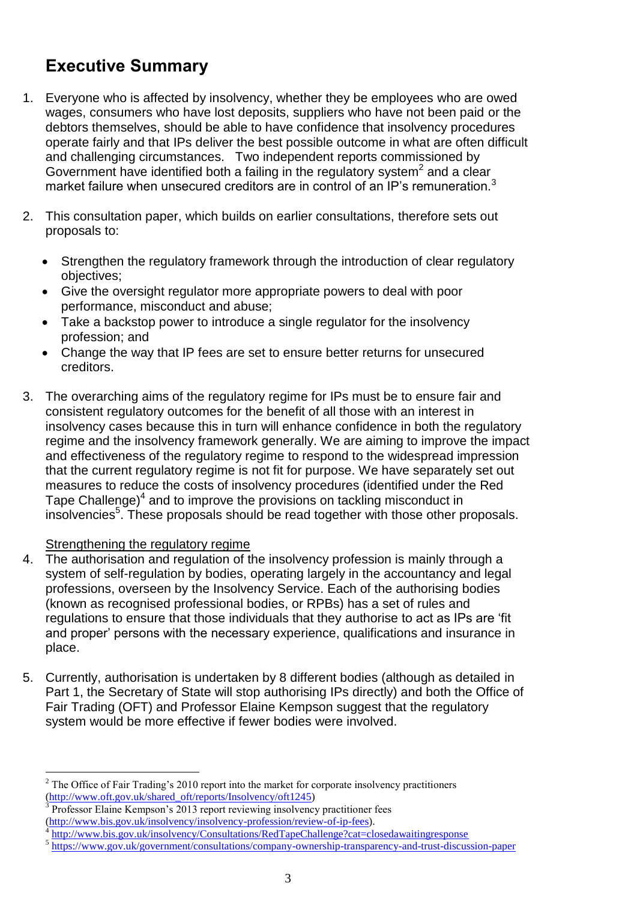## Executive Summary

1. Everyone who is affected by insolvency, whether they be employees who are owed wages, consumers who have lost deposits, suppliers who have not been paid or the debtors themselves, should be able to have confidence that insolvency procedures operate fairly and that IPs deliver the best possible outcome in what are often difficult and challenging circumstances. Two independent reports commissioned by Government have identified both a failing in the regulatory system[2] and a clear market failure when unsecured creditors are in control of an IP's remuneration.[3]

2. This consultation paper, which builds on earlier consultations, therefore sets out proposals to:

   - Strengthen the regulatory framework through the introduction of clear regulatory objectives;
   - Give the oversight regulator more appropriate powers to deal with poor performance, misconduct and abuse;
   - Take a backstop power to introduce a single regulator for the insolvency profession; and
   - Change the way that IP fees are set to ensure better returns for unsecured creditors.

3. The overarching aims of the regulatory regime for IPs must be to ensure fair and consistent regulatory outcomes for the benefit of all those with an interest in insolvency cases because this in turn will enhance confidence in both the regulatory regime and the insolvency framework generally. We are aiming to improve the impact and effectiveness of the regulatory regime to respond to the widespread impression that the current regulatory regime is not fit for purpose. We have separately set out measures to reduce the costs of insolvency procedures (identified under the Red Tape Challenge)[4] and to improve the provisions on tackling misconduct in insolvencies[5]. These proposals should be read together with those other proposals.

<u>Strengthening the regulatory regime</u>

4. The authorisation and regulation of the insolvency profession is mainly through a system of self-regulation by bodies, operating largely in the accountancy and legal professions, overseen by the Insolvency Service. Each of the authorising bodies (known as recognised professional bodies, or RPBs) has a set of rules and regulations to ensure that those individuals that they authorise to act as IPs are 'fit and proper' persons with the necessary experience, qualifications and insurance in place.

5. Currently, authorisation is undertaken by 8 different bodies (although as detailed in Part 1, the Secretary of State will stop authorising IPs directly) and both the Office of Fair Trading (OFT) and Professor Elaine Kempson suggest that the regulatory system would be more effective if fewer bodies were involved.

---

[2] The Office of Fair Trading's 2010 report into the market for corporate insolvency practitioners (http://www.oft.gov.uk/shared_oft/reports/Insolvency/oft1245)

[3] Professor Elaine Kempson's 2013 report reviewing insolvency practitioner fees (http://www.bis.gov.uk/insolvency/insolvency-profession/review-of-ip-fees).

[4] http://www.bis.gov.uk/insolvency/Consultations/RedTapeChallenge?cat=closedawaitingresponse

[5] https://www.gov.uk/government/consultations/company-ownership-transparency-and-trust-discussion-paper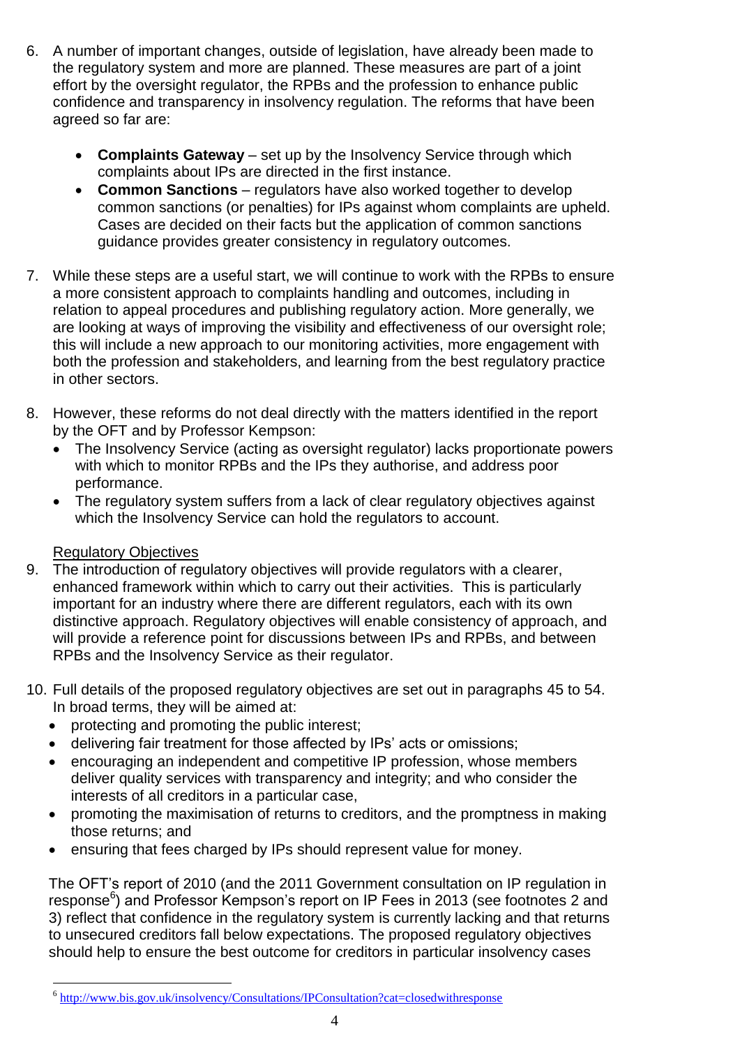6. A number of important changes, outside of legislation, have already been made to the regulatory system and more are planned. These measures are part of a joint effort by the oversight regulator, the RPBs and the profession to enhance public confidence and transparency in insolvency regulation. The reforms that have been agreed so far are:

   - **Complaints Gateway** – set up by the Insolvency Service through which complaints about IPs are directed in the first instance.
   - **Common Sanctions** – regulators have also worked together to develop common sanctions (or penalties) for IPs against whom complaints are upheld. Cases are decided on their facts but the application of common sanctions guidance provides greater consistency in regulatory outcomes.

7. While these steps are a useful start, we will continue to work with the RPBs to ensure a more consistent approach to complaints handling and outcomes, including in relation to appeal procedures and publishing regulatory action. More generally, we are looking at ways of improving the visibility and effectiveness of our oversight role; this will include a new approach to our monitoring activities, more engagement with both the profession and stakeholders, and learning from the best regulatory practice in other sectors.

8. However, these reforms do not deal directly with the matters identified in the report by the OFT and by Professor Kempson:
   - The Insolvency Service (acting as oversight regulator) lacks proportionate powers with which to monitor RPBs and the IPs they authorise, and address poor performance.
   - The regulatory system suffers from a lack of clear regulatory objectives against which the Insolvency Service can hold the regulators to account.

Regulatory Objectives

9. The introduction of regulatory objectives will provide regulators with a clearer, enhanced framework within which to carry out their activities. This is particularly important for an industry where there are different regulators, each with its own distinctive approach. Regulatory objectives will enable consistency of approach, and will provide a reference point for discussions between IPs and RPBs, and between RPBs and the Insolvency Service as their regulator.

10. Full details of the proposed regulatory objectives are set out in paragraphs 45 to 54. In broad terms, they will be aimed at:
    - protecting and promoting the public interest;
    - delivering fair treatment for those affected by IPs' acts or omissions;
    - encouraging an independent and competitive IP profession, whose members deliver quality services with transparency and integrity; and who consider the interests of all creditors in a particular case,
    - promoting the maximisation of returns to creditors, and the promptness in making those returns; and
    - ensuring that fees charged by IPs should represent value for money.

    The OFT's report of 2010 (and the 2011 Government consultation on IP regulation in response[6]) and Professor Kempson's report on IP Fees in 2013 (see footnotes 2 and 3) reflect that confidence in the regulatory system is currently lacking and that returns to unsecured creditors fall below expectations. The proposed regulatory objectives should help to ensure the best outcome for creditors in particular insolvency cases

[6] http://www.bis.gov.uk/insolvency/Consultations/IPConsultation?cat=closedwithresponse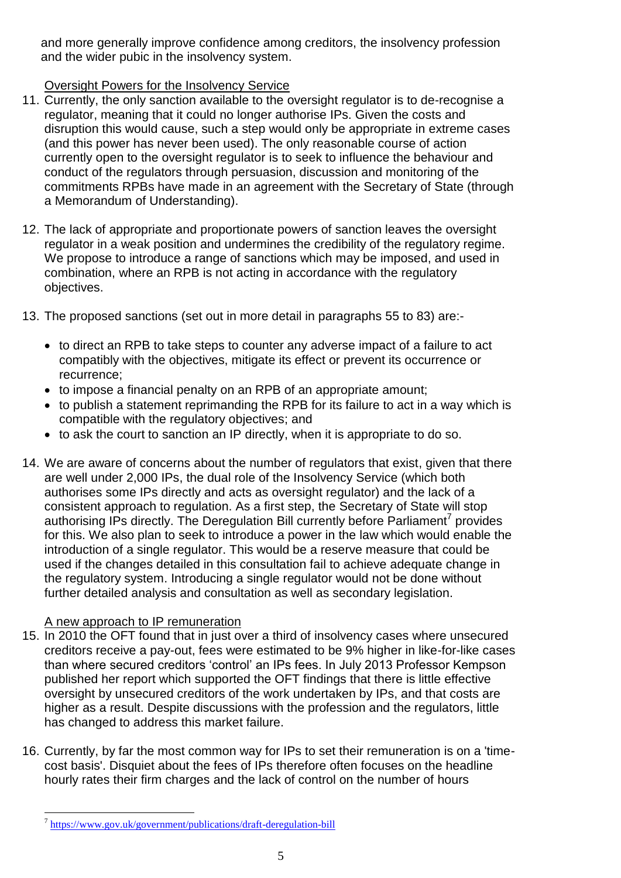and more generally improve confidence among creditors, the insolvency profession and the wider pubic in the insolvency system.

Oversight Powers for the Insolvency Service

11. Currently, the only sanction available to the oversight regulator is to de-recognise a regulator, meaning that it could no longer authorise IPs. Given the costs and disruption this would cause, such a step would only be appropriate in extreme cases (and this power has never been used). The only reasonable course of action currently open to the oversight regulator is to seek to influence the behaviour and conduct of the regulators through persuasion, discussion and monitoring of the commitments RPBs have made in an agreement with the Secretary of State (through a Memorandum of Understanding).

12. The lack of appropriate and proportionate powers of sanction leaves the oversight regulator in a weak position and undermines the credibility of the regulatory regime. We propose to introduce a range of sanctions which may be imposed, and used in combination, where an RPB is not acting in accordance with the regulatory objectives.

13. The proposed sanctions (set out in more detail in paragraphs 55 to 83) are:-

    - to direct an RPB to take steps to counter any adverse impact of a failure to act compatibly with the objectives, mitigate its effect or prevent its occurrence or recurrence;
    - to impose a financial penalty on an RPB of an appropriate amount;
    - to publish a statement reprimanding the RPB for its failure to act in a way which is compatible with the regulatory objectives; and
    - to ask the court to sanction an IP directly, when it is appropriate to do so.

14. We are aware of concerns about the number of regulators that exist, given that there are well under 2,000 IPs, the dual role of the Insolvency Service (which both authorises some IPs directly and acts as oversight regulator) and the lack of a consistent approach to regulation. As a first step, the Secretary of State will stop authorising IPs directly. The Deregulation Bill currently before Parliament[7] provides for this. We also plan to seek to introduce a power in the law which would enable the introduction of a single regulator. This would be a reserve measure that could be used if the changes detailed in this consultation fail to achieve adequate change in the regulatory system. Introducing a single regulator would not be done without further detailed analysis and consultation as well as secondary legislation.

A new approach to IP remuneration

15. In 2010 the OFT found that in just over a third of insolvency cases where unsecured creditors receive a pay-out, fees were estimated to be 9% higher in like-for-like cases than where secured creditors 'control' an IPs fees. In July 2013 Professor Kempson published her report which supported the OFT findings that there is little effective oversight by unsecured creditors of the work undertaken by IPs, and that costs are higher as a result. Despite discussions with the profession and the regulators, little has changed to address this market failure.

16. Currently, by far the most common way for IPs to set their remuneration is on a 'time-cost basis'. Disquiet about the fees of IPs therefore often focuses on the headline hourly rates their firm charges and the lack of control on the number of hours

---

[7] https://www.gov.uk/government/publications/draft-deregulation-bill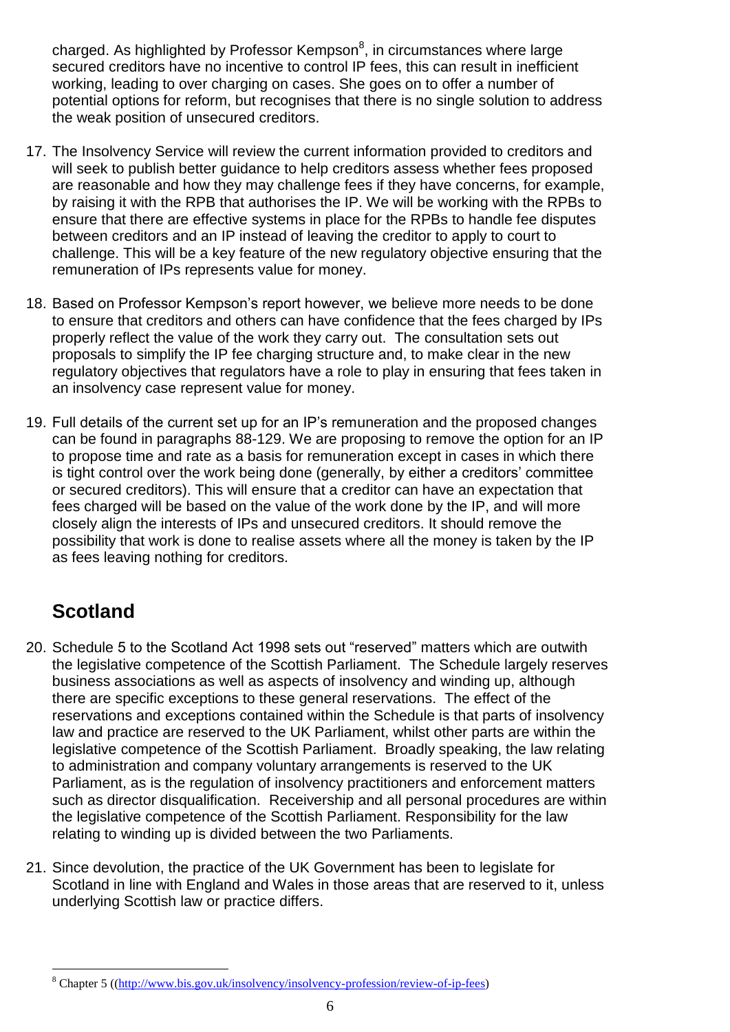charged. As highlighted by Professor Kempson[8], in circumstances where large secured creditors have no incentive to control IP fees, this can result in inefficient working, leading to over charging on cases. She goes on to offer a number of potential options for reform, but recognises that there is no single solution to address the weak position of unsecured creditors.

17. The Insolvency Service will review the current information provided to creditors and will seek to publish better guidance to help creditors assess whether fees proposed are reasonable and how they may challenge fees if they have concerns, for example, by raising it with the RPB that authorises the IP. We will be working with the RPBs to ensure that there are effective systems in place for the RPBs to handle fee disputes between creditors and an IP instead of leaving the creditor to apply to court to challenge. This will be a key feature of the new regulatory objective ensuring that the remuneration of IPs represents value for money.

18. Based on Professor Kempson's report however, we believe more needs to be done to ensure that creditors and others can have confidence that the fees charged by IPs properly reflect the value of the work they carry out. The consultation sets out proposals to simplify the IP fee charging structure and, to make clear in the new regulatory objectives that regulators have a role to play in ensuring that fees taken in an insolvency case represent value for money.

19. Full details of the current set up for an IP's remuneration and the proposed changes can be found in paragraphs 88-129. We are proposing to remove the option for an IP to propose time and rate as a basis for remuneration except in cases in which there is tight control over the work being done (generally, by either a creditors' committee or secured creditors). This will ensure that a creditor can have an expectation that fees charged will be based on the value of the work done by the IP, and will more closely align the interests of IPs and unsecured creditors. It should remove the possibility that work is done to realise assets where all the money is taken by the IP as fees leaving nothing for creditors.

## Scotland

20. Schedule 5 to the Scotland Act 1998 sets out "reserved" matters which are outwith the legislative competence of the Scottish Parliament. The Schedule largely reserves business associations as well as aspects of insolvency and winding up, although there are specific exceptions to these general reservations. The effect of the reservations and exceptions contained within the Schedule is that parts of insolvency law and practice are reserved to the UK Parliament, whilst other parts are within the legislative competence of the Scottish Parliament. Broadly speaking, the law relating to administration and company voluntary arrangements is reserved to the UK Parliament, as is the regulation of insolvency practitioners and enforcement matters such as director disqualification. Receivership and all personal procedures are within the legislative competence of the Scottish Parliament. Responsibility for the law relating to winding up is divided between the two Parliaments.

21. Since devolution, the practice of the UK Government has been to legislate for Scotland in line with England and Wales in those areas that are reserved to it, unless underlying Scottish law or practice differs.

---

[8] Chapter 5 ((http://www.bis.gov.uk/insolvency/insolvency-profession/review-of-ip-fees)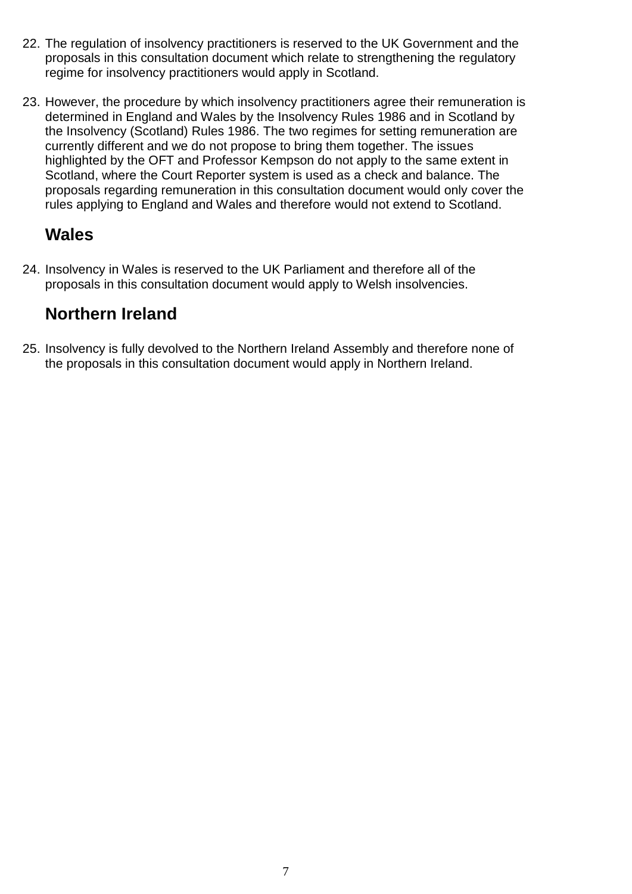22. The regulation of insolvency practitioners is reserved to the UK Government and the proposals in this consultation document which relate to strengthening the regulatory regime for insolvency practitioners would apply in Scotland.

23. However, the procedure by which insolvency practitioners agree their remuneration is determined in England and Wales by the Insolvency Rules 1986 and in Scotland by the Insolvency (Scotland) Rules 1986. The two regimes for setting remuneration are currently different and we do not propose to bring them together. The issues highlighted by the OFT and Professor Kempson do not apply to the same extent in Scotland, where the Court Reporter system is used as a check and balance. The proposals regarding remuneration in this consultation document would only cover the rules applying to England and Wales and therefore would not extend to Scotland.

## Wales

24. Insolvency in Wales is reserved to the UK Parliament and therefore all of the proposals in this consultation document would apply to Welsh insolvencies.

## Northern Ireland

25. Insolvency is fully devolved to the Northern Ireland Assembly and therefore none of the proposals in this consultation document would apply in Northern Ireland.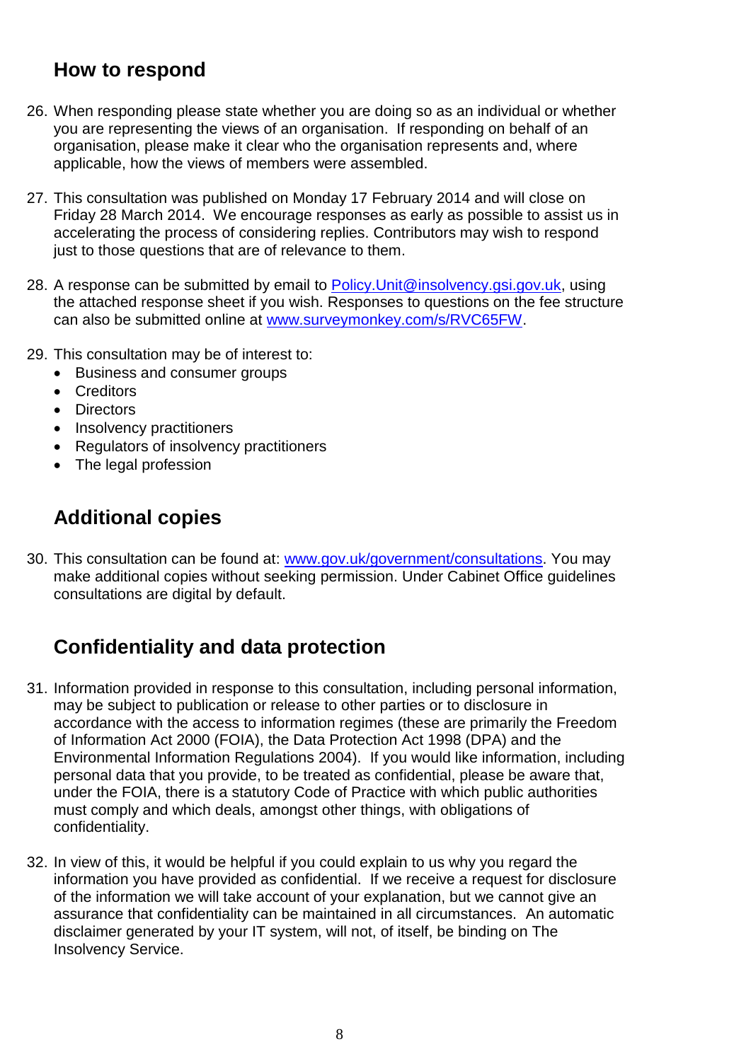## How to respond

26. When responding please state whether you are doing so as an individual or whether you are representing the views of an organisation. If responding on behalf of an organisation, please make it clear who the organisation represents and, where applicable, how the views of members were assembled.

27. This consultation was published on Monday 17 February 2014 and will close on Friday 28 March 2014. We encourage responses as early as possible to assist us in accelerating the process of considering replies. Contributors may wish to respond just to those questions that are of relevance to them.

28. A response can be submitted by email to Policy.Unit@insolvency.gsi.gov.uk, using the attached response sheet if you wish. Responses to questions on the fee structure can also be submitted online at www.surveymonkey.com/s/RVC65FW.

29. This consultation may be of interest to:
    - Business and consumer groups
    - Creditors
    - Directors
    - Insolvency practitioners
    - Regulators of insolvency practitioners
    - The legal profession

## Additional copies

30. This consultation can be found at: www.gov.uk/government/consultations. You may make additional copies without seeking permission. Under Cabinet Office guidelines consultations are digital by default.

## Confidentiality and data protection

31. Information provided in response to this consultation, including personal information, may be subject to publication or release to other parties or to disclosure in accordance with the access to information regimes (these are primarily the Freedom of Information Act 2000 (FOIA), the Data Protection Act 1998 (DPA) and the Environmental Information Regulations 2004). If you would like information, including personal data that you provide, to be treated as confidential, please be aware that, under the FOIA, there is a statutory Code of Practice with which public authorities must comply and which deals, amongst other things, with obligations of confidentiality.

32. In view of this, it would be helpful if you could explain to us why you regard the information you have provided as confidential. If we receive a request for disclosure of the information we will take account of your explanation, but we cannot give an assurance that confidentiality can be maintained in all circumstances. An automatic disclaimer generated by your IT system, will not, of itself, be binding on The Insolvency Service.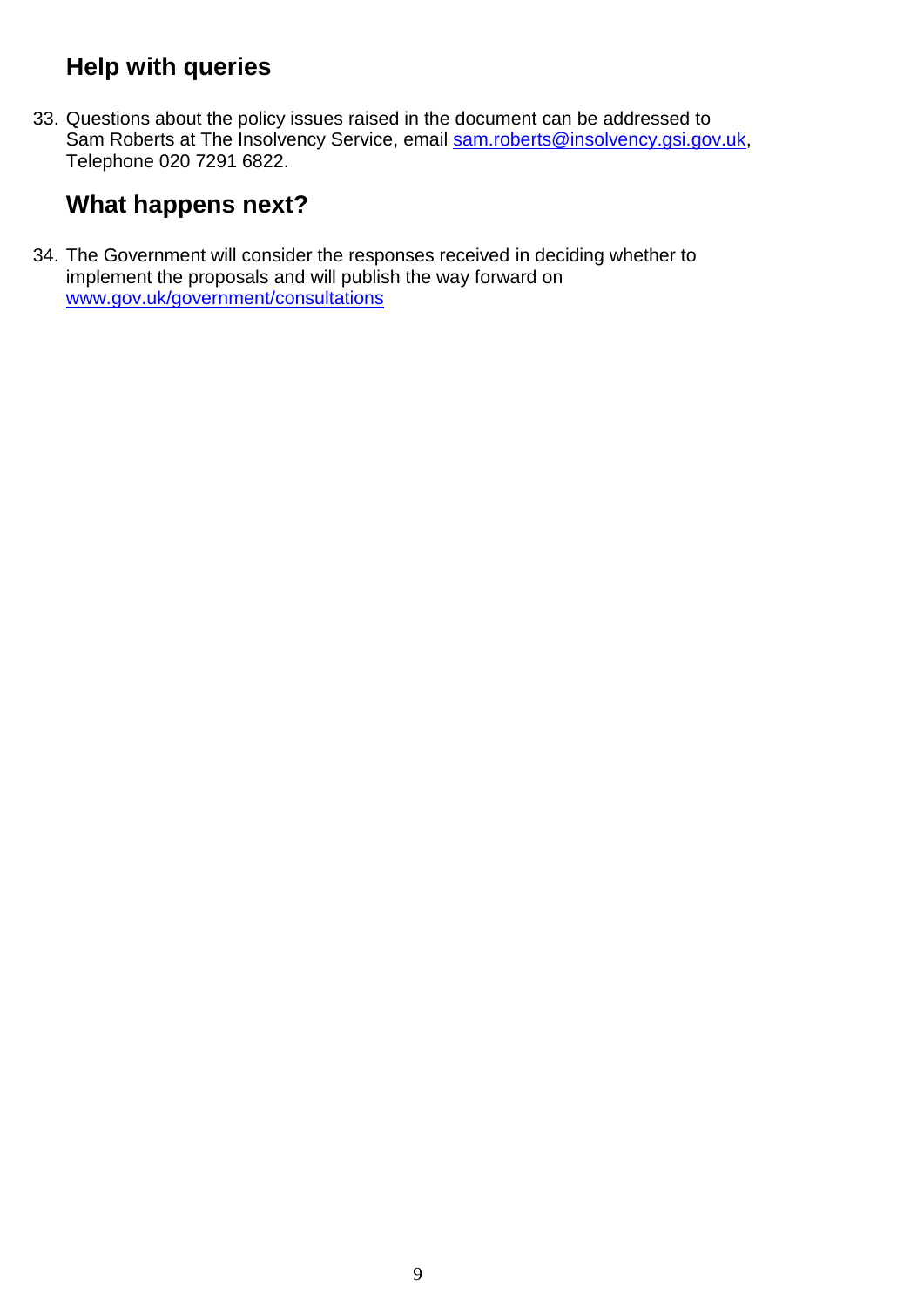## Help with queries

33. Questions about the policy issues raised in the document can be addressed to Sam Roberts at The Insolvency Service, email sam.roberts@insolvency.gsi.gov.uk, Telephone 020 7291 6822.

## What happens next?

34. The Government will consider the responses received in deciding whether to implement the proposals and will publish the way forward on www.gov.uk/government/consultations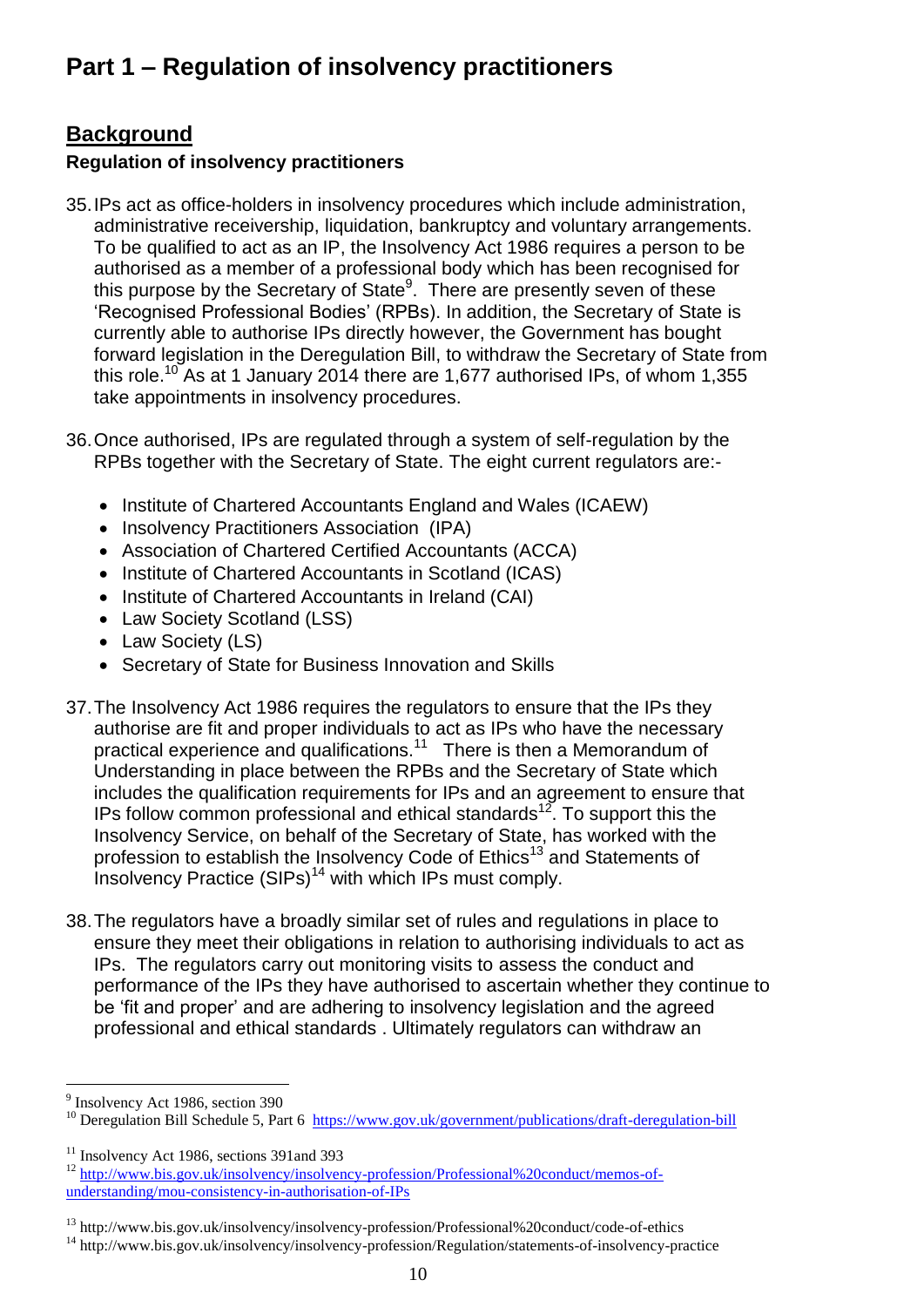# Part 1 – Regulation of insolvency practitioners

## Background

### Regulation of insolvency practitioners

35. IPs act as office-holders in insolvency procedures which include administration, administrative receivership, liquidation, bankruptcy and voluntary arrangements. To be qualified to act as an IP, the Insolvency Act 1986 requires a person to be authorised as a member of a professional body which has been recognised for this purpose by the Secretary of State[9]. There are presently seven of these 'Recognised Professional Bodies' (RPBs). In addition, the Secretary of State is currently able to authorise IPs directly however, the Government has bought forward legislation in the Deregulation Bill, to withdraw the Secretary of State from this role.[10] As at 1 January 2014 there are 1,677 authorised IPs, of whom 1,355 take appointments in insolvency procedures.

36. Once authorised, IPs are regulated through a system of self-regulation by the RPBs together with the Secretary of State. The eight current regulators are:-

    - Institute of Chartered Accountants England and Wales (ICAEW)
    - Insolvency Practitioners Association (IPA)
    - Association of Chartered Certified Accountants (ACCA)
    - Institute of Chartered Accountants in Scotland (ICAS)
    - Institute of Chartered Accountants in Ireland (CAI)
    - Law Society Scotland (LSS)
    - Law Society (LS)
    - Secretary of State for Business Innovation and Skills

37. The Insolvency Act 1986 requires the regulators to ensure that the IPs they authorise are fit and proper individuals to act as IPs who have the necessary practical experience and qualifications.[11] There is then a Memorandum of Understanding in place between the RPBs and the Secretary of State which includes the qualification requirements for IPs and an agreement to ensure that IPs follow common professional and ethical standards[12]. To support this the Insolvency Service, on behalf of the Secretary of State, has worked with the profession to establish the Insolvency Code of Ethics[13] and Statements of Insolvency Practice (SIPs)[14] with which IPs must comply.

38. The regulators have a broadly similar set of rules and regulations in place to ensure they meet their obligations in relation to authorising individuals to act as IPs. The regulators carry out monitoring visits to assess the conduct and performance of the IPs they have authorised to ascertain whether they continue to be 'fit and proper' and are adhering to insolvency legislation and the agreed professional and ethical standards . Ultimately regulators can withdraw an

---

[9] Insolvency Act 1986, section 390

[10] Deregulation Bill Schedule 5, Part 6 https://www.gov.uk/government/publications/draft-deregulation-bill

[11] Insolvency Act 1986, sections 391and 393

[12] http://www.bis.gov.uk/insolvency/insolvency-profession/Professional%20conduct/memos-of-understanding/mou-consistency-in-authorisation-of-IPs

[13] http://www.bis.gov.uk/insolvency/insolvency-profession/Professional%20conduct/code-of-ethics

[14] http://www.bis.gov.uk/insolvency/insolvency-profession/Regulation/statements-of-insolvency-practice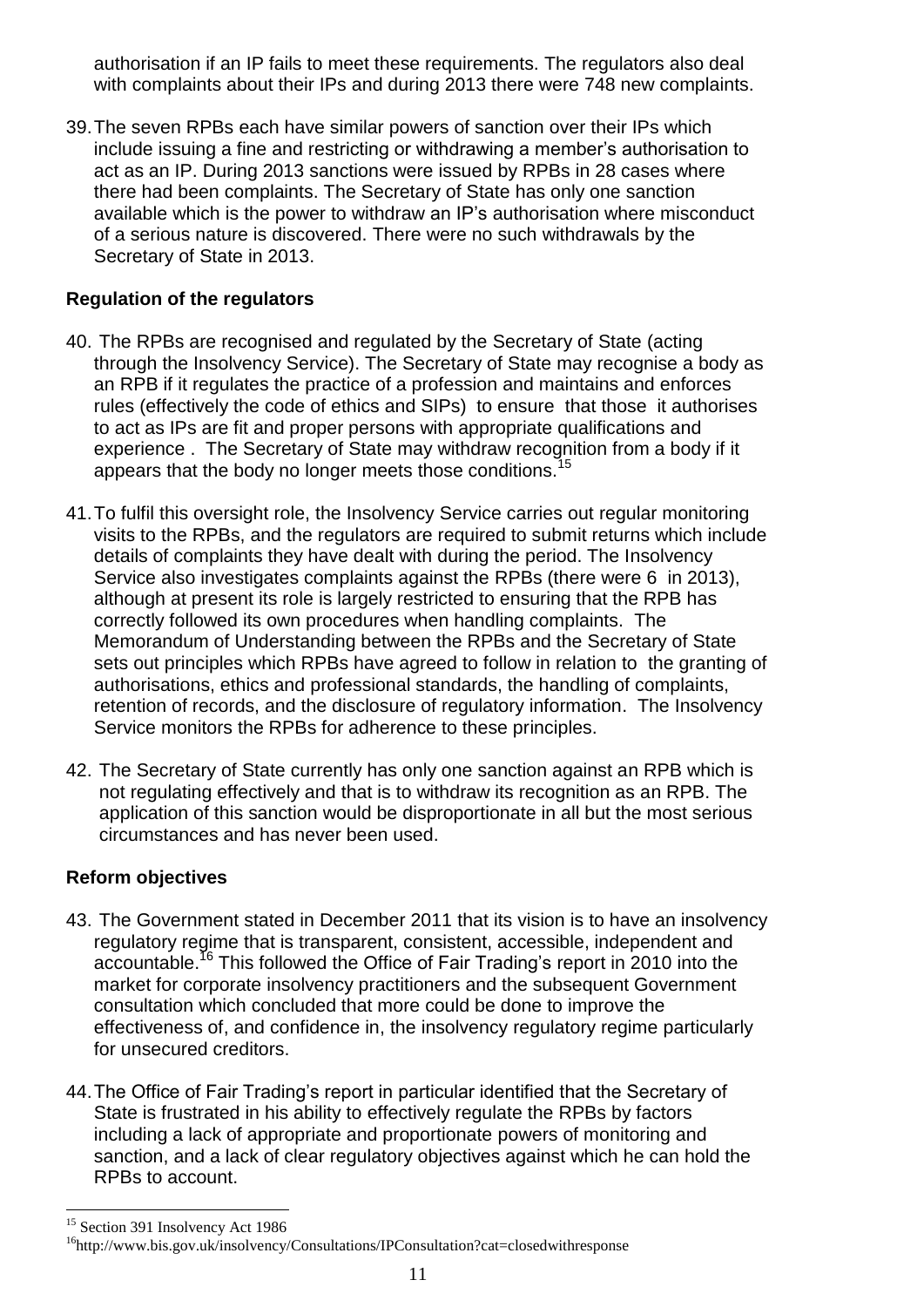authorisation if an IP fails to meet these requirements. The regulators also deal with complaints about their IPs and during 2013 there were 748 new complaints.

39. The seven RPBs each have similar powers of sanction over their IPs which include issuing a fine and restricting or withdrawing a member's authorisation to act as an IP. During 2013 sanctions were issued by RPBs in 28 cases where there had been complaints. The Secretary of State has only one sanction available which is the power to withdraw an IP's authorisation where misconduct of a serious nature is discovered. There were no such withdrawals by the Secretary of State in 2013.

**Regulation of the regulators**

40. The RPBs are recognised and regulated by the Secretary of State (acting through the Insolvency Service). The Secretary of State may recognise a body as an RPB if it regulates the practice of a profession and maintains and enforces rules (effectively the code of ethics and SIPs) to ensure that those it authorises to act as IPs are fit and proper persons with appropriate qualifications and experience . The Secretary of State may withdraw recognition from a body if it appears that the body no longer meets those conditions.[15]

41. To fulfil this oversight role, the Insolvency Service carries out regular monitoring visits to the RPBs, and the regulators are required to submit returns which include details of complaints they have dealt with during the period. The Insolvency Service also investigates complaints against the RPBs (there were 6 in 2013), although at present its role is largely restricted to ensuring that the RPB has correctly followed its own procedures when handling complaints. The Memorandum of Understanding between the RPBs and the Secretary of State sets out principles which RPBs have agreed to follow in relation to the granting of authorisations, ethics and professional standards, the handling of complaints, retention of records, and the disclosure of regulatory information. The Insolvency Service monitors the RPBs for adherence to these principles.

42. The Secretary of State currently has only one sanction against an RPB which is not regulating effectively and that is to withdraw its recognition as an RPB. The application of this sanction would be disproportionate in all but the most serious circumstances and has never been used.

**Reform objectives**

43. The Government stated in December 2011 that its vision is to have an insolvency regulatory regime that is transparent, consistent, accessible, independent and accountable.[16] This followed the Office of Fair Trading's report in 2010 into the market for corporate insolvency practitioners and the subsequent Government consultation which concluded that more could be done to improve the effectiveness of, and confidence in, the insolvency regulatory regime particularly for unsecured creditors.

44. The Office of Fair Trading's report in particular identified that the Secretary of State is frustrated in his ability to effectively regulate the RPBs by factors including a lack of appropriate and proportionate powers of monitoring and sanction, and a lack of clear regulatory objectives against which he can hold the RPBs to account.

---

[15] Section 391 Insolvency Act 1986

[16] http://www.bis.gov.uk/insolvency/Consultations/IPConsultation?cat=closedwithresponse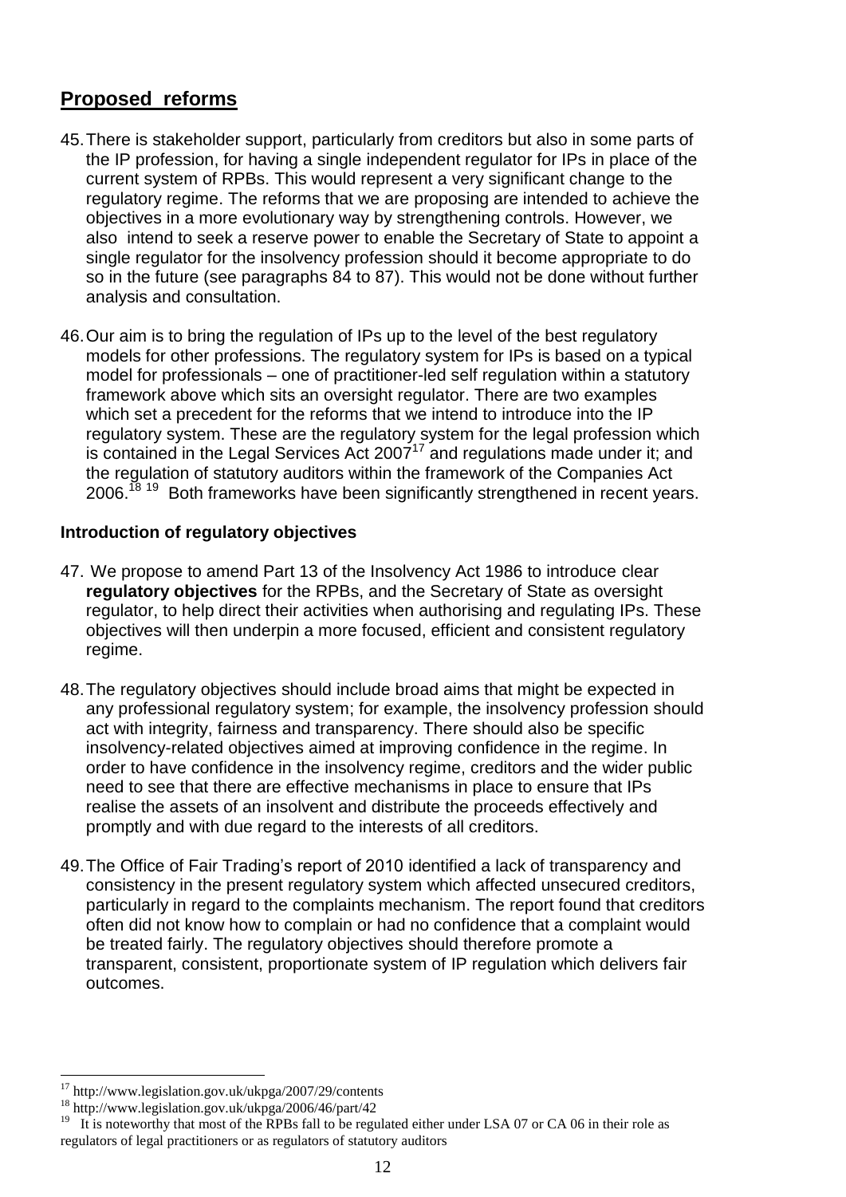## Proposed reforms

45. There is stakeholder support, particularly from creditors but also in some parts of the IP profession, for having a single independent regulator for IPs in place of the current system of RPBs. This would represent a very significant change to the regulatory regime. The reforms that we are proposing are intended to achieve the objectives in a more evolutionary way by strengthening controls. However, we also intend to seek a reserve power to enable the Secretary of State to appoint a single regulator for the insolvency profession should it become appropriate to do so in the future (see paragraphs 84 to 87). This would not be done without further analysis and consultation.

46. Our aim is to bring the regulation of IPs up to the level of the best regulatory models for other professions. The regulatory system for IPs is based on a typical model for professionals – one of practitioner-led self regulation within a statutory framework above which sits an oversight regulator. There are two examples which set a precedent for the reforms that we intend to introduce into the IP regulatory system. These are the regulatory system for the legal profession which is contained in the Legal Services Act 2007[17] and regulations made under it; and the regulation of statutory auditors within the framework of the Companies Act 2006.[18] [19] Both frameworks have been significantly strengthened in recent years.

### Introduction of regulatory objectives

47. We propose to amend Part 13 of the Insolvency Act 1986 to introduce clear **regulatory objectives** for the RPBs, and the Secretary of State as oversight regulator, to help direct their activities when authorising and regulating IPs. These objectives will then underpin a more focused, efficient and consistent regulatory regime.

48. The regulatory objectives should include broad aims that might be expected in any professional regulatory system; for example, the insolvency profession should act with integrity, fairness and transparency. There should also be specific insolvency-related objectives aimed at improving confidence in the regime. In order to have confidence in the insolvency regime, creditors and the wider public need to see that there are effective mechanisms in place to ensure that IPs realise the assets of an insolvent and distribute the proceeds effectively and promptly and with due regard to the interests of all creditors.

49. The Office of Fair Trading's report of 2010 identified a lack of transparency and consistency in the present regulatory system which affected unsecured creditors, particularly in regard to the complaints mechanism. The report found that creditors often did not know how to complain or had no confidence that a complaint would be treated fairly. The regulatory objectives should therefore promote a transparent, consistent, proportionate system of IP regulation which delivers fair outcomes.

---

[17] http://www.legislation.gov.uk/ukpga/2007/29/contents

[18] http://www.legislation.gov.uk/ukpga/2006/46/part/42

[19] It is noteworthy that most of the RPBs fall to be regulated either under LSA 07 or CA 06 in their role as regulators of legal practitioners or as regulators of statutory auditors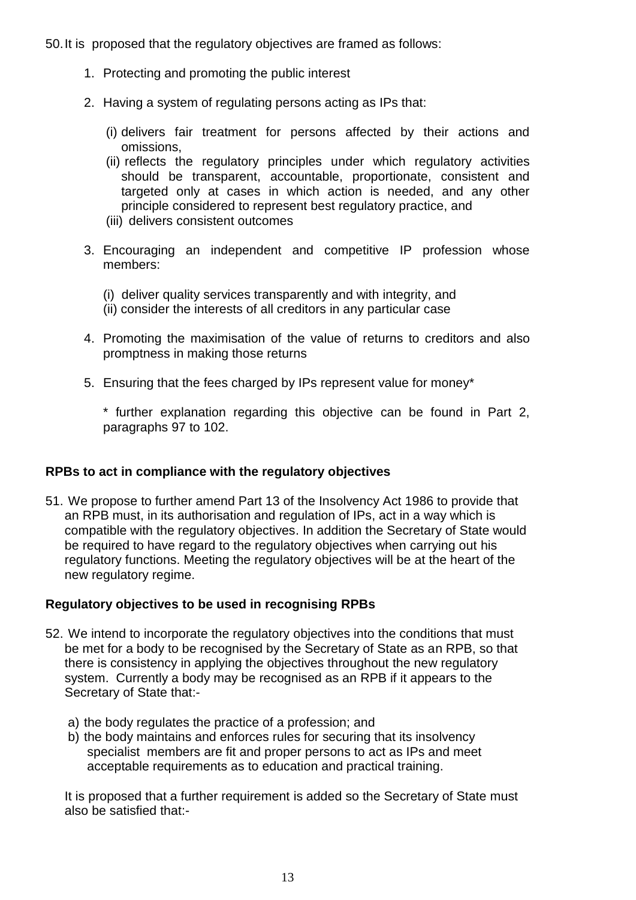50. It is proposed that the regulatory objectives are framed as follows:

1. Protecting and promoting the public interest

2. Having a system of regulating persons acting as IPs that:

   (i) delivers fair treatment for persons affected by their actions and omissions,
   (ii) reflects the regulatory principles under which regulatory activities should be transparent, accountable, proportionate, consistent and targeted only at cases in which action is needed, and any other principle considered to represent best regulatory practice, and
   (iii) delivers consistent outcomes

3. Encouraging an independent and competitive IP profession whose members:

   (i) deliver quality services transparently and with integrity, and
   (ii) consider the interests of all creditors in any particular case

4. Promoting the maximisation of the value of returns to creditors and also promptness in making those returns

5. Ensuring that the fees charged by IPs represent value for money*

   * further explanation regarding this objective can be found in Part 2, paragraphs 97 to 102.

**RPBs to act in compliance with the regulatory objectives**

51. We propose to further amend Part 13 of the Insolvency Act 1986 to provide that an RPB must, in its authorisation and regulation of IPs, act in a way which is compatible with the regulatory objectives. In addition the Secretary of State would be required to have regard to the regulatory objectives when carrying out his regulatory functions. Meeting the regulatory objectives will be at the heart of the new regulatory regime.

**Regulatory objectives to be used in recognising RPBs**

52. We intend to incorporate the regulatory objectives into the conditions that must be met for a body to be recognised by the Secretary of State as an RPB, so that there is consistency in applying the objectives throughout the new regulatory system. Currently a body may be recognised as an RPB if it appears to the Secretary of State that:-

   a) the body regulates the practice of a profession; and
   b) the body maintains and enforces rules for securing that its insolvency specialist members are fit and proper persons to act as IPs and meet acceptable requirements as to education and practical training.

   It is proposed that a further requirement is added so the Secretary of State must also be satisfied that:-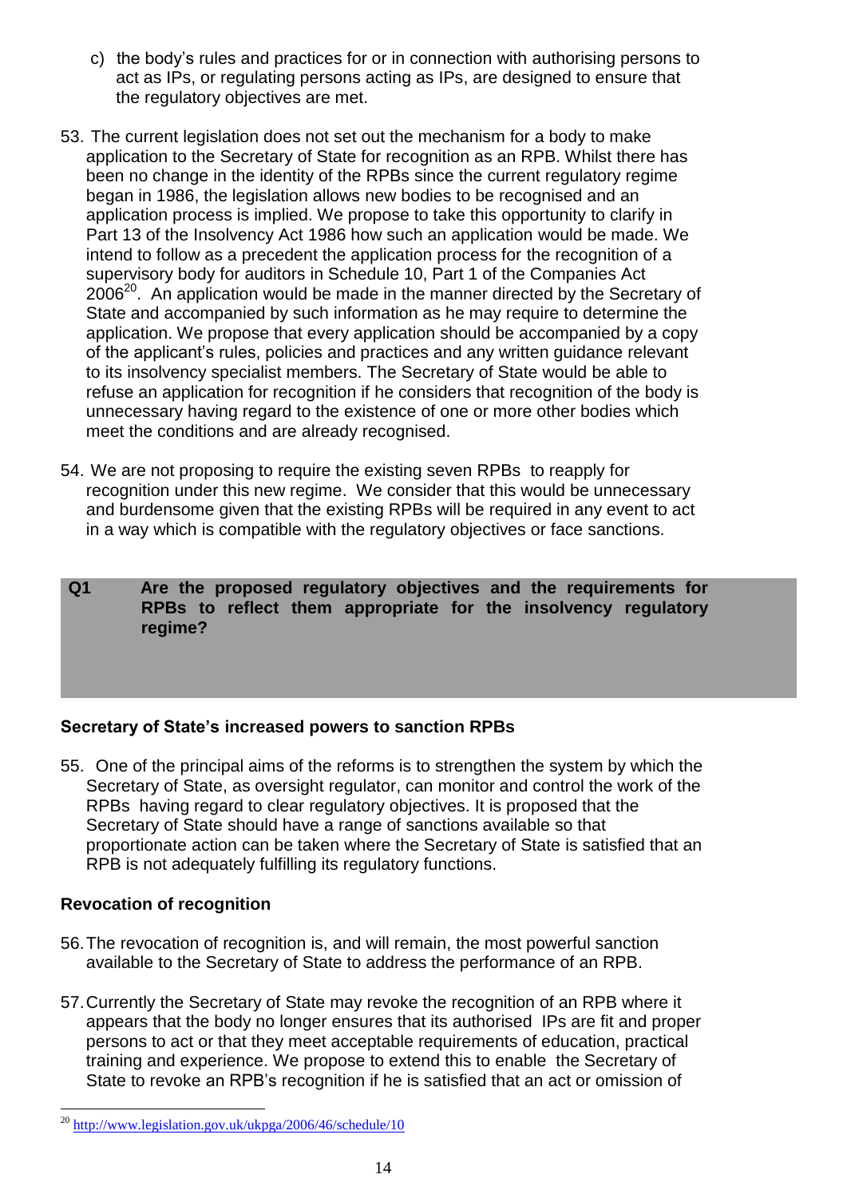c) the body's rules and practices for or in connection with authorising persons to act as IPs, or regulating persons acting as IPs, are designed to ensure that the regulatory objectives are met.

53. The current legislation does not set out the mechanism for a body to make application to the Secretary of State for recognition as an RPB. Whilst there has been no change in the identity of the RPBs since the current regulatory regime began in 1986, the legislation allows new bodies to be recognised and an application process is implied. We propose to take this opportunity to clarify in Part 13 of the Insolvency Act 1986 how such an application would be made. We intend to follow as a precedent the application process for the recognition of a supervisory body for auditors in Schedule 10, Part 1 of the Companies Act 2006[20]. An application would be made in the manner directed by the Secretary of State and accompanied by such information as he may require to determine the application. We propose that every application should be accompanied by a copy of the applicant's rules, policies and practices and any written guidance relevant to its insolvency specialist members. The Secretary of State would be able to refuse an application for recognition if he considers that recognition of the body is unnecessary having regard to the existence of one or more other bodies which meet the conditions and are already recognised.

54. We are not proposing to require the existing seven RPBs to reapply for recognition under this new regime. We consider that this would be unnecessary and burdensome given that the existing RPBs will be required in any event to act in a way which is compatible with the regulatory objectives or face sanctions.

| **Q1** | **Are the proposed regulatory objectives and the requirements for RPBs to reflect them appropriate for the insolvency regulatory regime?** |
|---|---|

**Secretary of State's increased powers to sanction RPBs**

55. One of the principal aims of the reforms is to strengthen the system by which the Secretary of State, as oversight regulator, can monitor and control the work of the RPBs having regard to clear regulatory objectives. It is proposed that the Secretary of State should have a range of sanctions available so that proportionate action can be taken where the Secretary of State is satisfied that an RPB is not adequately fulfilling its regulatory functions.

**Revocation of recognition**

56. The revocation of recognition is, and will remain, the most powerful sanction available to the Secretary of State to address the performance of an RPB.

57. Currently the Secretary of State may revoke the recognition of an RPB where it appears that the body no longer ensures that its authorised IPs are fit and proper persons to act or that they meet acceptable requirements of education, practical training and experience. We propose to extend this to enable the Secretary of State to revoke an RPB's recognition if he is satisfied that an act or omission of

[20] http://www.legislation.gov.uk/ukpga/2006/46/schedule/10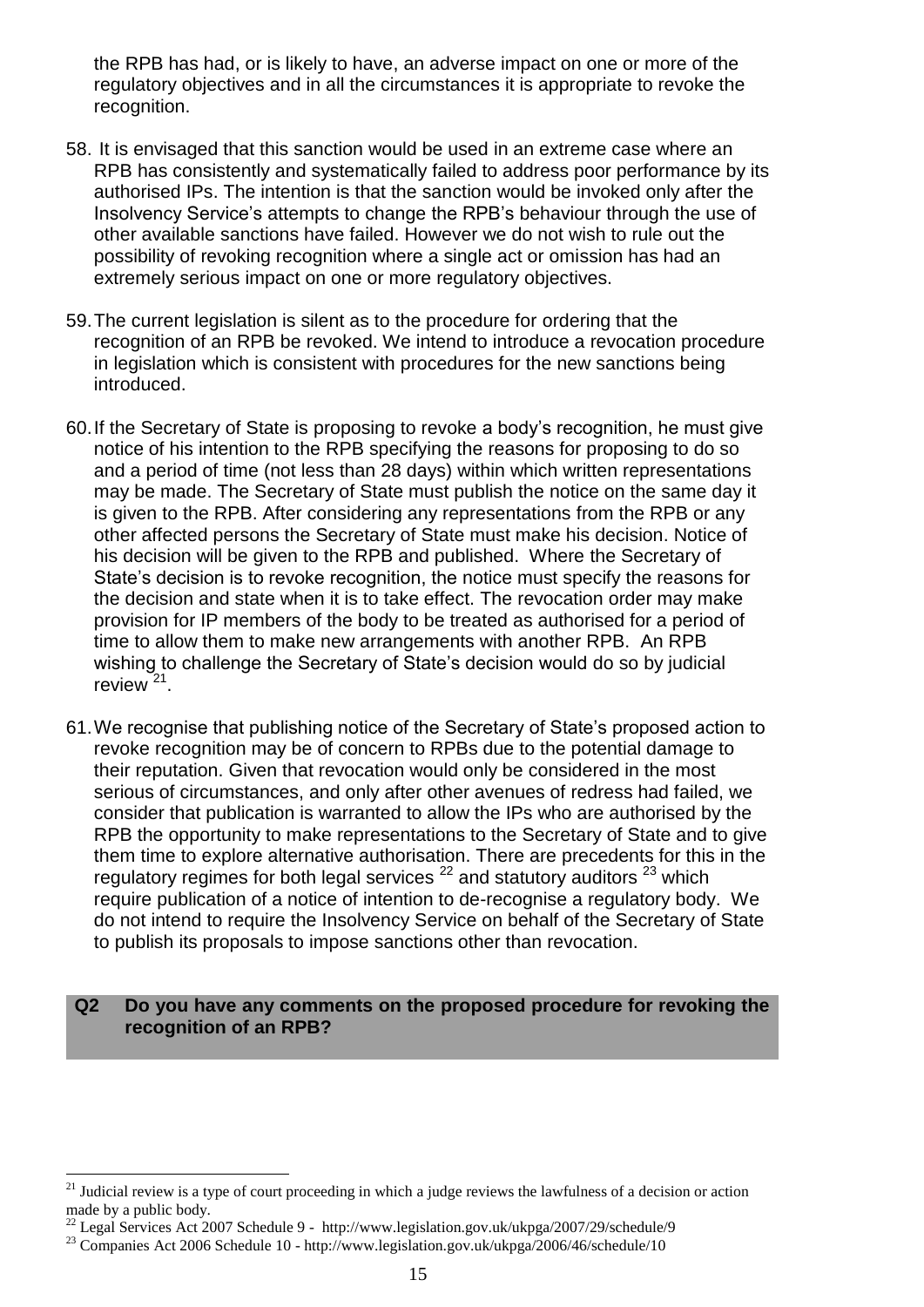the RPB has had, or is likely to have, an adverse impact on one or more of the regulatory objectives and in all the circumstances it is appropriate to revoke the recognition.

58. It is envisaged that this sanction would be used in an extreme case where an RPB has consistently and systematically failed to address poor performance by its authorised IPs. The intention is that the sanction would be invoked only after the Insolvency Service's attempts to change the RPB's behaviour through the use of other available sanctions have failed. However we do not wish to rule out the possibility of revoking recognition where a single act or omission has had an extremely serious impact on one or more regulatory objectives.

59. The current legislation is silent as to the procedure for ordering that the recognition of an RPB be revoked. We intend to introduce a revocation procedure in legislation which is consistent with procedures for the new sanctions being introduced.

60. If the Secretary of State is proposing to revoke a body's recognition, he must give notice of his intention to the RPB specifying the reasons for proposing to do so and a period of time (not less than 28 days) within which written representations may be made. The Secretary of State must publish the notice on the same day it is given to the RPB. After considering any representations from the RPB or any other affected persons the Secretary of State must make his decision. Notice of his decision will be given to the RPB and published. Where the Secretary of State's decision is to revoke recognition, the notice must specify the reasons for the decision and state when it is to take effect. The revocation order may make provision for IP members of the body to be treated as authorised for a period of time to allow them to make new arrangements with another RPB. An RPB wishing to challenge the Secretary of State's decision would do so by judicial review [21].

61. We recognise that publishing notice of the Secretary of State's proposed action to revoke recognition may be of concern to RPBs due to the potential damage to their reputation. Given that revocation would only be considered in the most serious of circumstances, and only after other avenues of redress had failed, we consider that publication is warranted to allow the IPs who are authorised by the RPB the opportunity to make representations to the Secretary of State and to give them time to explore alternative authorisation. There are precedents for this in the regulatory regimes for both legal services [22] and statutory auditors [23] which require publication of a notice of intention to de-recognise a regulatory body. We do not intend to require the Insolvency Service on behalf of the Secretary of State to publish its proposals to impose sanctions other than revocation.

**Q2 Do you have any comments on the proposed procedure for revoking the recognition of an RPB?**

---

[21] Judicial review is a type of court proceeding in which a judge reviews the lawfulness of a decision or action made by a public body.

[22] Legal Services Act 2007 Schedule 9 - http://www.legislation.gov.uk/ukpga/2007/29/schedule/9

[23] Companies Act 2006 Schedule 10 - http://www.legislation.gov.uk/ukpga/2006/46/schedule/10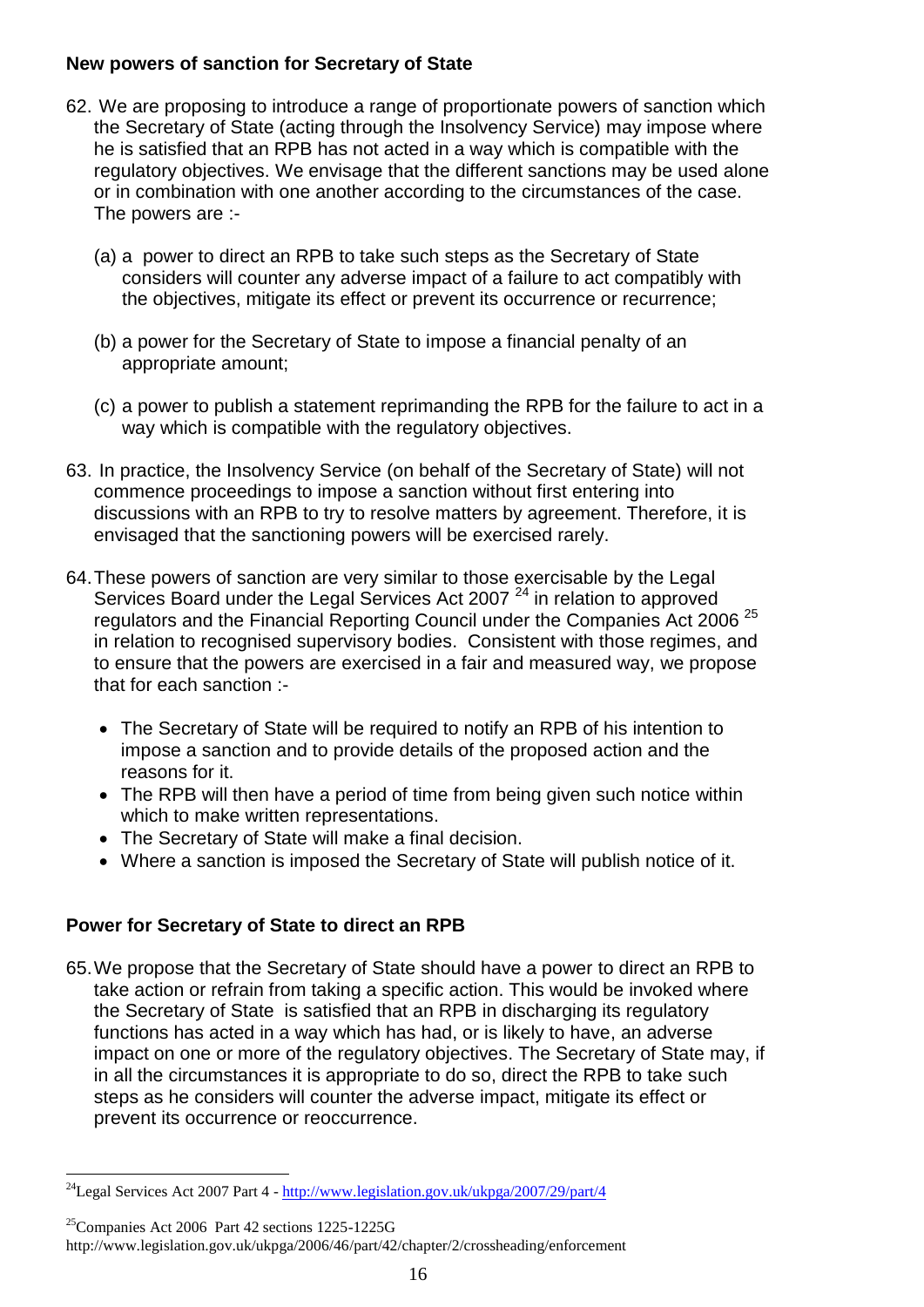**New powers of sanction for Secretary of State**

62. We are proposing to introduce a range of proportionate powers of sanction which the Secretary of State (acting through the Insolvency Service) may impose where he is satisfied that an RPB has not acted in a way which is compatible with the regulatory objectives. We envisage that the different sanctions may be used alone or in combination with one another according to the circumstances of the case. The powers are :-

    (a) a power to direct an RPB to take such steps as the Secretary of State considers will counter any adverse impact of a failure to act compatibly with the objectives, mitigate its effect or prevent its occurrence or recurrence;

    (b) a power for the Secretary of State to impose a financial penalty of an appropriate amount;

    (c) a power to publish a statement reprimanding the RPB for the failure to act in a way which is compatible with the regulatory objectives.

63. In practice, the Insolvency Service (on behalf of the Secretary of State) will not commence proceedings to impose a sanction without first entering into discussions with an RPB to try to resolve matters by agreement. Therefore, it is envisaged that the sanctioning powers will be exercised rarely.

64. These powers of sanction are very similar to those exercisable by the Legal Services Board under the Legal Services Act 2007 [24] in relation to approved regulators and the Financial Reporting Council under the Companies Act 2006 [25] in relation to recognised supervisory bodies. Consistent with those regimes, and to ensure that the powers are exercised in a fair and measured way, we propose that for each sanction :-

    - The Secretary of State will be required to notify an RPB of his intention to impose a sanction and to provide details of the proposed action and the reasons for it.
    - The RPB will then have a period of time from being given such notice within which to make written representations.
    - The Secretary of State will make a final decision.
    - Where a sanction is imposed the Secretary of State will publish notice of it.

**Power for Secretary of State to direct an RPB**

65. We propose that the Secretary of State should have a power to direct an RPB to take action or refrain from taking a specific action. This would be invoked where the Secretary of State is satisfied that an RPB in discharging its regulatory functions has acted in a way which has had, or is likely to have, an adverse impact on one or more of the regulatory objectives. The Secretary of State may, if in all the circumstances it is appropriate to do so, direct the RPB to take such steps as he considers will counter the adverse impact, mitigate its effect or prevent its occurrence or reoccurrence.

---

[24] Legal Services Act 2007 Part 4 - http://www.legislation.gov.uk/ukpga/2007/29/part/4

[25] Companies Act 2006 Part 42 sections 1225-1225G http://www.legislation.gov.uk/ukpga/2006/46/part/42/chapter/2/crossheading/enforcement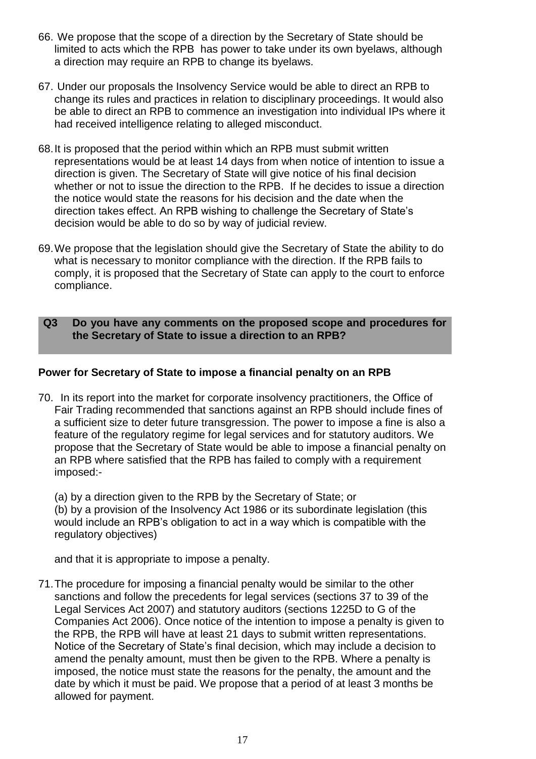66. We propose that the scope of a direction by the Secretary of State should be limited to acts which the RPB has power to take under its own byelaws, although a direction may require an RPB to change its byelaws.

67. Under our proposals the Insolvency Service would be able to direct an RPB to change its rules and practices in relation to disciplinary proceedings. It would also be able to direct an RPB to commence an investigation into individual IPs where it had received intelligence relating to alleged misconduct.

68. It is proposed that the period within which an RPB must submit written representations would be at least 14 days from when notice of intention to issue a direction is given. The Secretary of State will give notice of his final decision whether or not to issue the direction to the RPB. If he decides to issue a direction the notice would state the reasons for his decision and the date when the direction takes effect. An RPB wishing to challenge the Secretary of State's decision would be able to do so by way of judicial review.

69. We propose that the legislation should give the Secretary of State the ability to do what is necessary to monitor compliance with the direction. If the RPB fails to comply, it is proposed that the Secretary of State can apply to the court to enforce compliance.

**Q3 Do you have any comments on the proposed scope and procedures for the Secretary of State to issue a direction to an RPB?**

**Power for Secretary of State to impose a financial penalty on an RPB**

70. In its report into the market for corporate insolvency practitioners, the Office of Fair Trading recommended that sanctions against an RPB should include fines of a sufficient size to deter future transgression. The power to impose a fine is also a feature of the regulatory regime for legal services and for statutory auditors. We propose that the Secretary of State would be able to impose a financial penalty on an RPB where satisfied that the RPB has failed to comply with a requirement imposed:-

    (a) by a direction given to the RPB by the Secretary of State; or
    (b) by a provision of the Insolvency Act 1986 or its subordinate legislation (this would include an RPB's obligation to act in a way which is compatible with the regulatory objectives)

    and that it is appropriate to impose a penalty.

71. The procedure for imposing a financial penalty would be similar to the other sanctions and follow the precedents for legal services (sections 37 to 39 of the Legal Services Act 2007) and statutory auditors (sections 1225D to G of the Companies Act 2006). Once notice of the intention to impose a penalty is given to the RPB, the RPB will have at least 21 days to submit written representations. Notice of the Secretary of State's final decision, which may include a decision to amend the penalty amount, must then be given to the RPB. Where a penalty is imposed, the notice must state the reasons for the penalty, the amount and the date by which it must be paid. We propose that a period of at least 3 months be allowed for payment.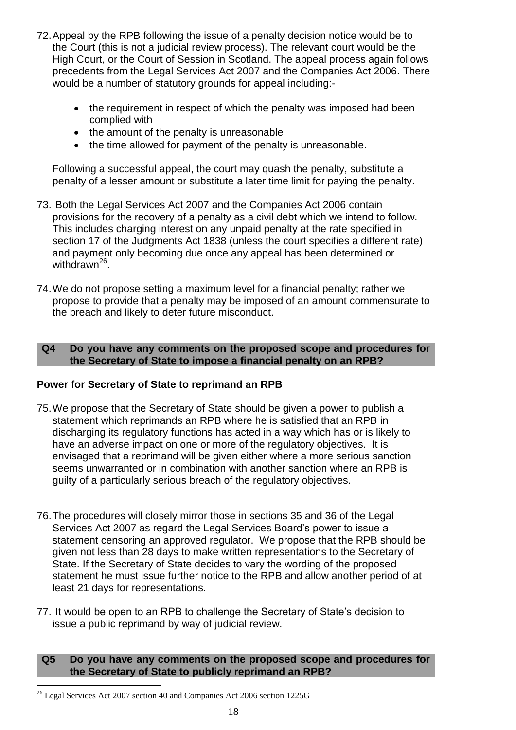72. Appeal by the RPB following the issue of a penalty decision notice would be to the Court (this is not a judicial review process). The relevant court would be the High Court, or the Court of Session in Scotland. The appeal process again follows precedents from the Legal Services Act 2007 and the Companies Act 2006. There would be a number of statutory grounds for appeal including:-

    - the requirement in respect of which the penalty was imposed had been complied with
    - the amount of the penalty is unreasonable
    - the time allowed for payment of the penalty is unreasonable.

    Following a successful appeal, the court may quash the penalty, substitute a penalty of a lesser amount or substitute a later time limit for paying the penalty.

73. Both the Legal Services Act 2007 and the Companies Act 2006 contain provisions for the recovery of a penalty as a civil debt which we intend to follow. This includes charging interest on any unpaid penalty at the rate specified in section 17 of the Judgments Act 1838 (unless the court specifies a different rate) and payment only becoming due once any appeal has been determined or withdrawn[26].

74. We do not propose setting a maximum level for a financial penalty; rather we propose to provide that a penalty may be imposed of an amount commensurate to the breach and likely to deter future misconduct.

**Q4 Do you have any comments on the proposed scope and procedures for the Secretary of State to impose a financial penalty on an RPB?**

### Power for Secretary of State to reprimand an RPB

75. We propose that the Secretary of State should be given a power to publish a statement which reprimands an RPB where he is satisfied that an RPB in discharging its regulatory functions has acted in a way which has or is likely to have an adverse impact on one or more of the regulatory objectives. It is envisaged that a reprimand will be given either where a more serious sanction seems unwarranted or in combination with another sanction where an RPB is guilty of a particularly serious breach of the regulatory objectives.

76. The procedures will closely mirror those in sections 35 and 36 of the Legal Services Act 2007 as regard the Legal Services Board's power to issue a statement censoring an approved regulator. We propose that the RPB should be given not less than 28 days to make written representations to the Secretary of State. If the Secretary of State decides to vary the wording of the proposed statement he must issue further notice to the RPB and allow another period of at least 21 days for representations.

77. It would be open to an RPB to challenge the Secretary of State's decision to issue a public reprimand by way of judicial review.

**Q5 Do you have any comments on the proposed scope and procedures for the Secretary of State to publicly reprimand an RPB?**

---

[26] Legal Services Act 2007 section 40 and Companies Act 2006 section 1225G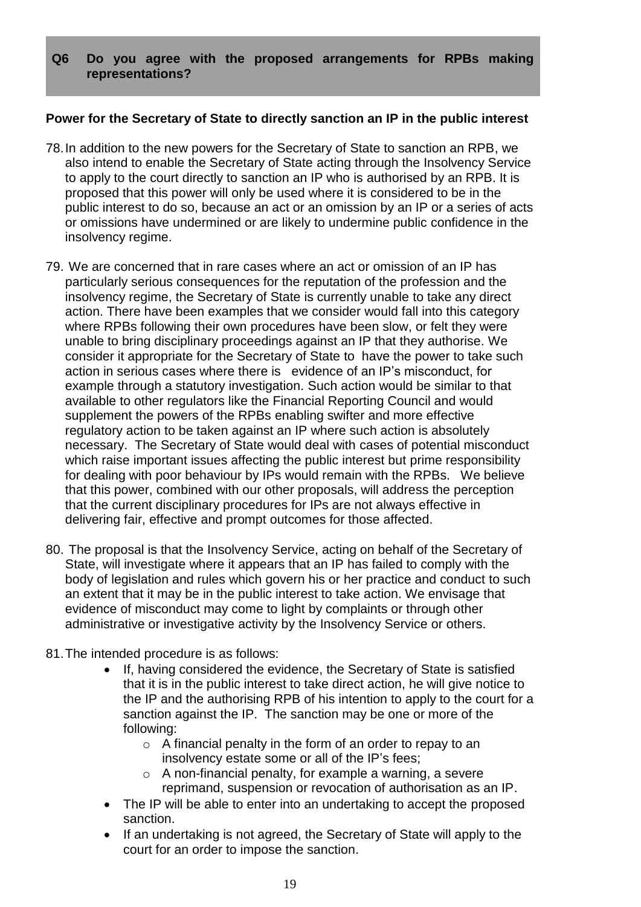**Q6 Do you agree with the proposed arrangements for RPBs making representations?**

**Power for the Secretary of State to directly sanction an IP in the public interest**

78. In addition to the new powers for the Secretary of State to sanction an RPB, we also intend to enable the Secretary of State acting through the Insolvency Service to apply to the court directly to sanction an IP who is authorised by an RPB. It is proposed that this power will only be used where it is considered to be in the public interest to do so, because an act or an omission by an IP or a series of acts or omissions have undermined or are likely to undermine public confidence in the insolvency regime.

79. We are concerned that in rare cases where an act or omission of an IP has particularly serious consequences for the reputation of the profession and the insolvency regime, the Secretary of State is currently unable to take any direct action. There have been examples that we consider would fall into this category where RPBs following their own procedures have been slow, or felt they were unable to bring disciplinary proceedings against an IP that they authorise. We consider it appropriate for the Secretary of State to have the power to take such action in serious cases where there is evidence of an IP's misconduct, for example through a statutory investigation. Such action would be similar to that available to other regulators like the Financial Reporting Council and would supplement the powers of the RPBs enabling swifter and more effective regulatory action to be taken against an IP where such action is absolutely necessary. The Secretary of State would deal with cases of potential misconduct which raise important issues affecting the public interest but prime responsibility for dealing with poor behaviour by IPs would remain with the RPBs. We believe that this power, combined with our other proposals, will address the perception that the current disciplinary procedures for IPs are not always effective in delivering fair, effective and prompt outcomes for those affected.

80. The proposal is that the Insolvency Service, acting on behalf of the Secretary of State, will investigate where it appears that an IP has failed to comply with the body of legislation and rules which govern his or her practice and conduct to such an extent that it may be in the public interest to take action. We envisage that evidence of misconduct may come to light by complaints or through other administrative or investigative activity by the Insolvency Service or others.

81. The intended procedure is as follows:
    - If, having considered the evidence, the Secretary of State is satisfied that it is in the public interest to take direct action, he will give notice to the IP and the authorising RPB of his intention to apply to the court for a sanction against the IP. The sanction may be one or more of the following:
        - A financial penalty in the form of an order to repay to an insolvency estate some or all of the IP's fees;
        - A non-financial penalty, for example a warning, a severe reprimand, suspension or revocation of authorisation as an IP.
    - The IP will be able to enter into an undertaking to accept the proposed sanction.
    - If an undertaking is not agreed, the Secretary of State will apply to the court for an order to impose the sanction.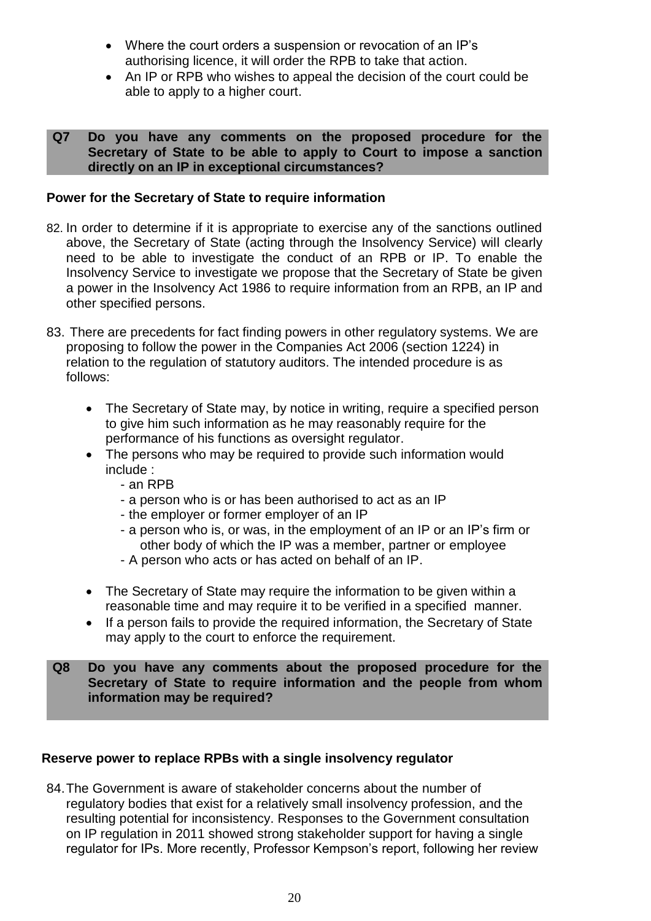- Where the court orders a suspension or revocation of an IP's authorising licence, it will order the RPB to take that action.
- An IP or RPB who wishes to appeal the decision of the court could be able to apply to a higher court.

**Q7 Do you have any comments on the proposed procedure for the Secretary of State to be able to apply to Court to impose a sanction directly on an IP in exceptional circumstances?**

### Power for the Secretary of State to require information

82. In order to determine if it is appropriate to exercise any of the sanctions outlined above, the Secretary of State (acting through the Insolvency Service) will clearly need to be able to investigate the conduct of an RPB or IP. To enable the Insolvency Service to investigate we propose that the Secretary of State be given a power in the Insolvency Act 1986 to require information from an RPB, an IP and other specified persons.

83. There are precedents for fact finding powers in other regulatory systems. We are proposing to follow the power in the Companies Act 2006 (section 1224) in relation to the regulation of statutory auditors. The intended procedure is as follows:

   - The Secretary of State may, by notice in writing, require a specified person to give him such information as he may reasonably require for the performance of his functions as oversight regulator.
   - The persons who may be required to provide such information would include :
     - an RPB
     - a person who is or has been authorised to act as an IP
     - the employer or former employer of an IP
     - a person who is, or was, in the employment of an IP or an IP's firm or other body of which the IP was a member, partner or employee
     - A person who acts or has acted on behalf of an IP.
   - The Secretary of State may require the information to be given within a reasonable time and may require it to be verified in a specified manner.
   - If a person fails to provide the required information, the Secretary of State may apply to the court to enforce the requirement.

**Q8 Do you have any comments about the proposed procedure for the Secretary of State to require information and the people from whom information may be required?**

### Reserve power to replace RPBs with a single insolvency regulator

84. The Government is aware of stakeholder concerns about the number of regulatory bodies that exist for a relatively small insolvency profession, and the resulting potential for inconsistency. Responses to the Government consultation on IP regulation in 2011 showed strong stakeholder support for having a single regulator for IPs. More recently, Professor Kempson's report, following her review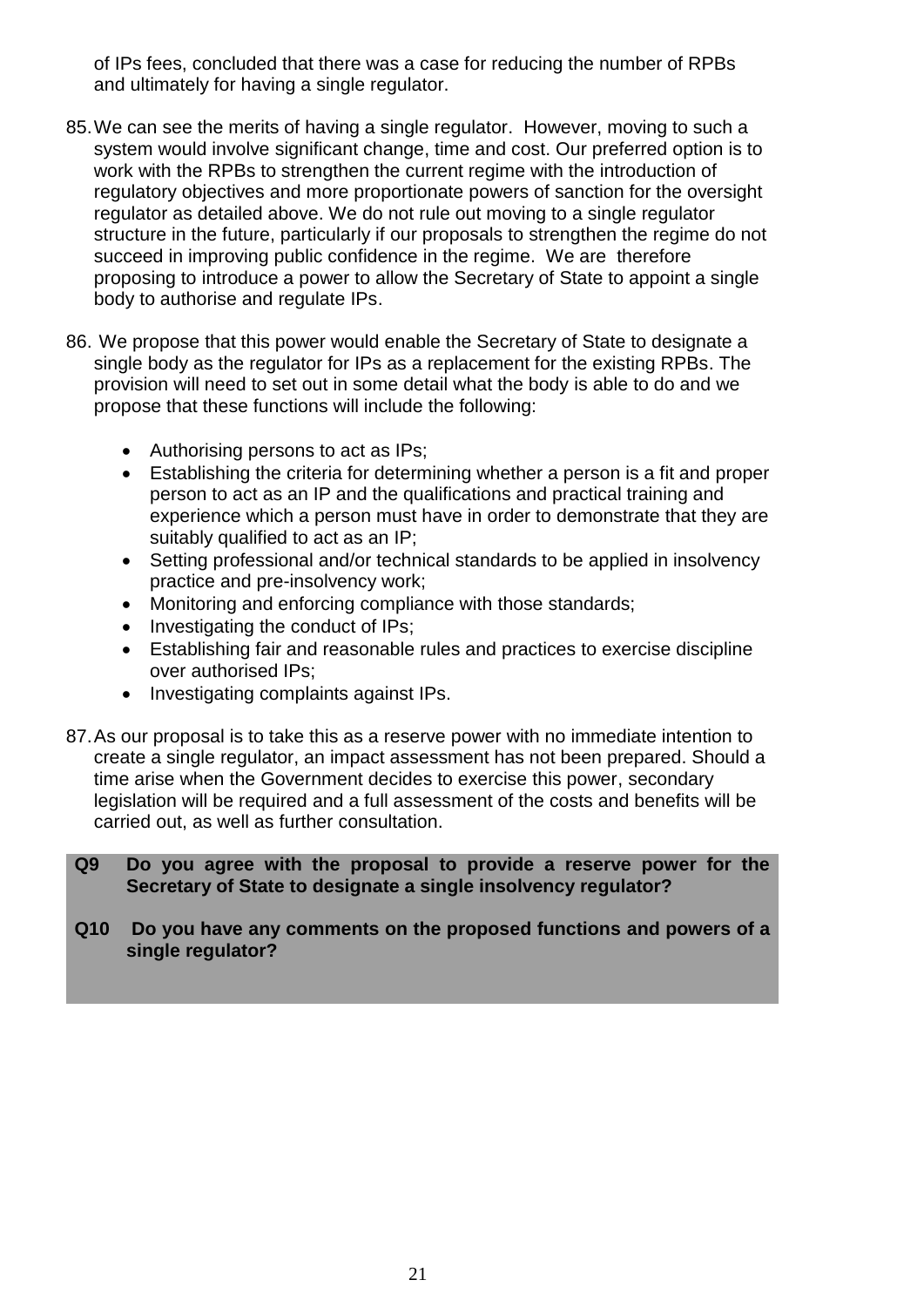of IPs fees, concluded that there was a case for reducing the number of RPBs and ultimately for having a single regulator.

85. We can see the merits of having a single regulator. However, moving to such a system would involve significant change, time and cost. Our preferred option is to work with the RPBs to strengthen the current regime with the introduction of regulatory objectives and more proportionate powers of sanction for the oversight regulator as detailed above. We do not rule out moving to a single regulator structure in the future, particularly if our proposals to strengthen the regime do not succeed in improving public confidence in the regime. We are therefore proposing to introduce a power to allow the Secretary of State to appoint a single body to authorise and regulate IPs.

86. We propose that this power would enable the Secretary of State to designate a single body as the regulator for IPs as a replacement for the existing RPBs. The provision will need to set out in some detail what the body is able to do and we propose that these functions will include the following:

- Authorising persons to act as IPs;
- Establishing the criteria for determining whether a person is a fit and proper person to act as an IP and the qualifications and practical training and experience which a person must have in order to demonstrate that they are suitably qualified to act as an IP;
- Setting professional and/or technical standards to be applied in insolvency practice and pre-insolvency work;
- Monitoring and enforcing compliance with those standards;
- Investigating the conduct of IPs;
- Establishing fair and reasonable rules and practices to exercise discipline over authorised IPs;
- Investigating complaints against IPs.

87. As our proposal is to take this as a reserve power with no immediate intention to create a single regulator, an impact assessment has not been prepared. Should a time arise when the Government decides to exercise this power, secondary legislation will be required and a full assessment of the costs and benefits will be carried out, as well as further consultation.

**Q9 Do you agree with the proposal to provide a reserve power for the Secretary of State to designate a single insolvency regulator?**

**Q10 Do you have any comments on the proposed functions and powers of a single regulator?**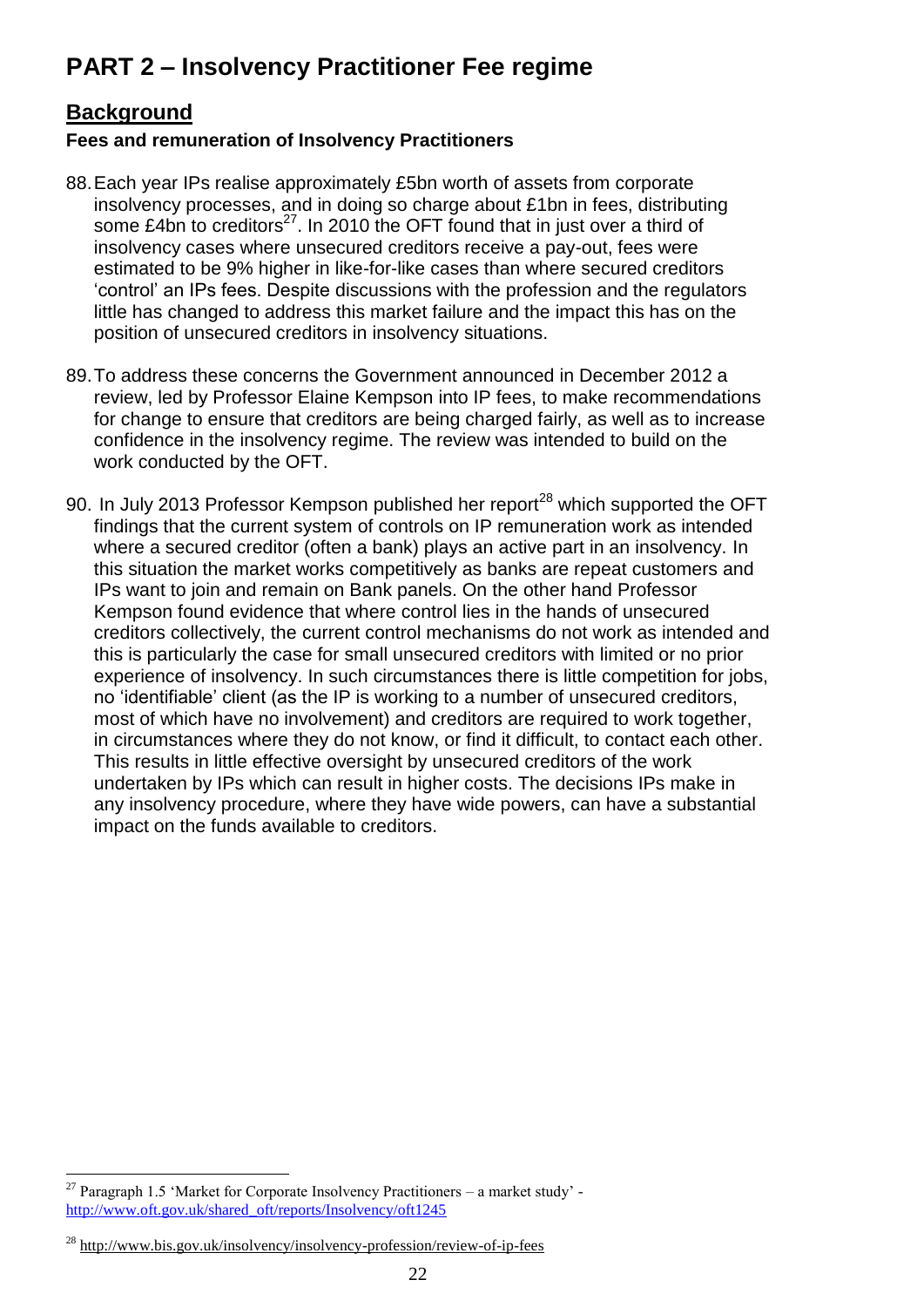# PART 2 – Insolvency Practitioner Fee regime

## Background

### Fees and remuneration of Insolvency Practitioners

88. Each year IPs realise approximately £5bn worth of assets from corporate insolvency processes, and in doing so charge about £1bn in fees, distributing some £4bn to creditors[27]. In 2010 the OFT found that in just over a third of insolvency cases where unsecured creditors receive a pay-out, fees were estimated to be 9% higher in like-for-like cases than where secured creditors 'control' an IPs fees. Despite discussions with the profession and the regulators little has changed to address this market failure and the impact this has on the position of unsecured creditors in insolvency situations.

89. To address these concerns the Government announced in December 2012 a review, led by Professor Elaine Kempson into IP fees, to make recommendations for change to ensure that creditors are being charged fairly, as well as to increase confidence in the insolvency regime. The review was intended to build on the work conducted by the OFT.

90. In July 2013 Professor Kempson published her report[28] which supported the OFT findings that the current system of controls on IP remuneration work as intended where a secured creditor (often a bank) plays an active part in an insolvency. In this situation the market works competitively as banks are repeat customers and IPs want to join and remain on Bank panels. On the other hand Professor Kempson found evidence that where control lies in the hands of unsecured creditors collectively, the current control mechanisms do not work as intended and this is particularly the case for small unsecured creditors with limited or no prior experience of insolvency. In such circumstances there is little competition for jobs, no 'identifiable' client (as the IP is working to a number of unsecured creditors, most of which have no involvement) and creditors are required to work together, in circumstances where they do not know, or find it difficult, to contact each other. This results in little effective oversight by unsecured creditors of the work undertaken by IPs which can result in higher costs. The decisions IPs make in any insolvency procedure, where they have wide powers, can have a substantial impact on the funds available to creditors.

---

[27] Paragraph 1.5 'Market for Corporate Insolvency Practitioners – a market study' - http://www.oft.gov.uk/shared_oft/reports/Insolvency/oft1245

[28] http://www.bis.gov.uk/insolvency/insolvency-profession/review-of-ip-fees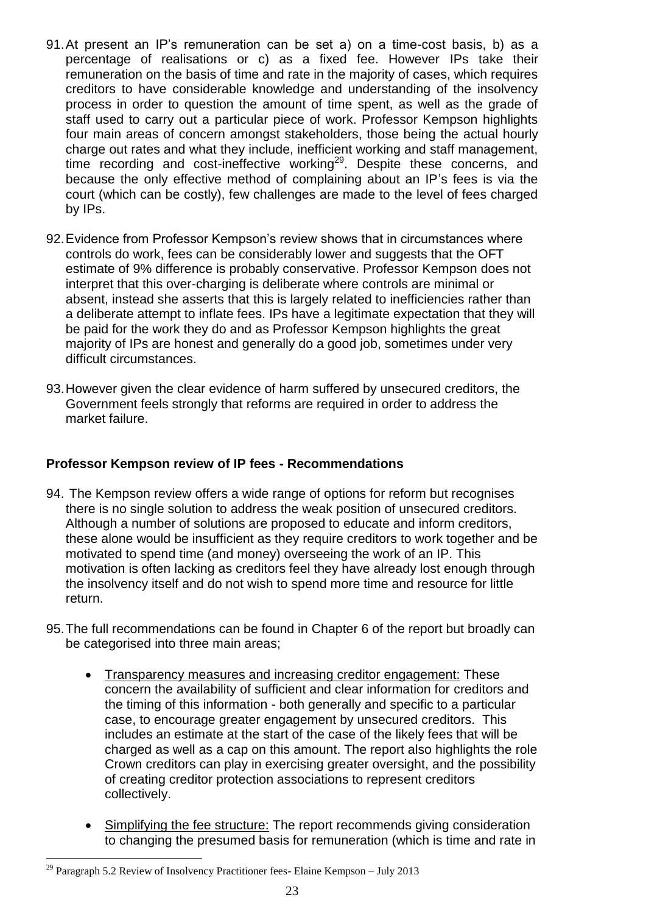91. At present an IP's remuneration can be set a) on a time-cost basis, b) as a percentage of realisations or c) as a fixed fee. However IPs take their remuneration on the basis of time and rate in the majority of cases, which requires creditors to have considerable knowledge and understanding of the insolvency process in order to question the amount of time spent, as well as the grade of staff used to carry out a particular piece of work. Professor Kempson highlights four main areas of concern amongst stakeholders, those being the actual hourly charge out rates and what they include, inefficient working and staff management, time recording and cost-ineffective working[29]. Despite these concerns, and because the only effective method of complaining about an IP's fees is via the court (which can be costly), few challenges are made to the level of fees charged by IPs.

92. Evidence from Professor Kempson's review shows that in circumstances where controls do work, fees can be considerably lower and suggests that the OFT estimate of 9% difference is probably conservative. Professor Kempson does not interpret that this over-charging is deliberate where controls are minimal or absent, instead she asserts that this is largely related to inefficiencies rather than a deliberate attempt to inflate fees. IPs have a legitimate expectation that they will be paid for the work they do and as Professor Kempson highlights the great majority of IPs are honest and generally do a good job, sometimes under very difficult circumstances.

93. However given the clear evidence of harm suffered by unsecured creditors, the Government feels strongly that reforms are required in order to address the market failure.

**Professor Kempson review of IP fees - Recommendations**

94. The Kempson review offers a wide range of options for reform but recognises there is no single solution to address the weak position of unsecured creditors. Although a number of solutions are proposed to educate and inform creditors, these alone would be insufficient as they require creditors to work together and be motivated to spend time (and money) overseeing the work of an IP. This motivation is often lacking as creditors feel they have already lost enough through the insolvency itself and do not wish to spend more time and resource for little return.

95. The full recommendations can be found in Chapter 6 of the report but broadly can be categorised into three main areas;

- Transparency measures and increasing creditor engagement: These concern the availability of sufficient and clear information for creditors and the timing of this information - both generally and specific to a particular case, to encourage greater engagement by unsecured creditors. This includes an estimate at the start of the case of the likely fees that will be charged as well as a cap on this amount. The report also highlights the role Crown creditors can play in exercising greater oversight, and the possibility of creating creditor protection associations to represent creditors collectively.

- Simplifying the fee structure: The report recommends giving consideration to changing the presumed basis for remuneration (which is time and rate in

[29] Paragraph 5.2 Review of Insolvency Practitioner fees- Elaine Kempson – July 2013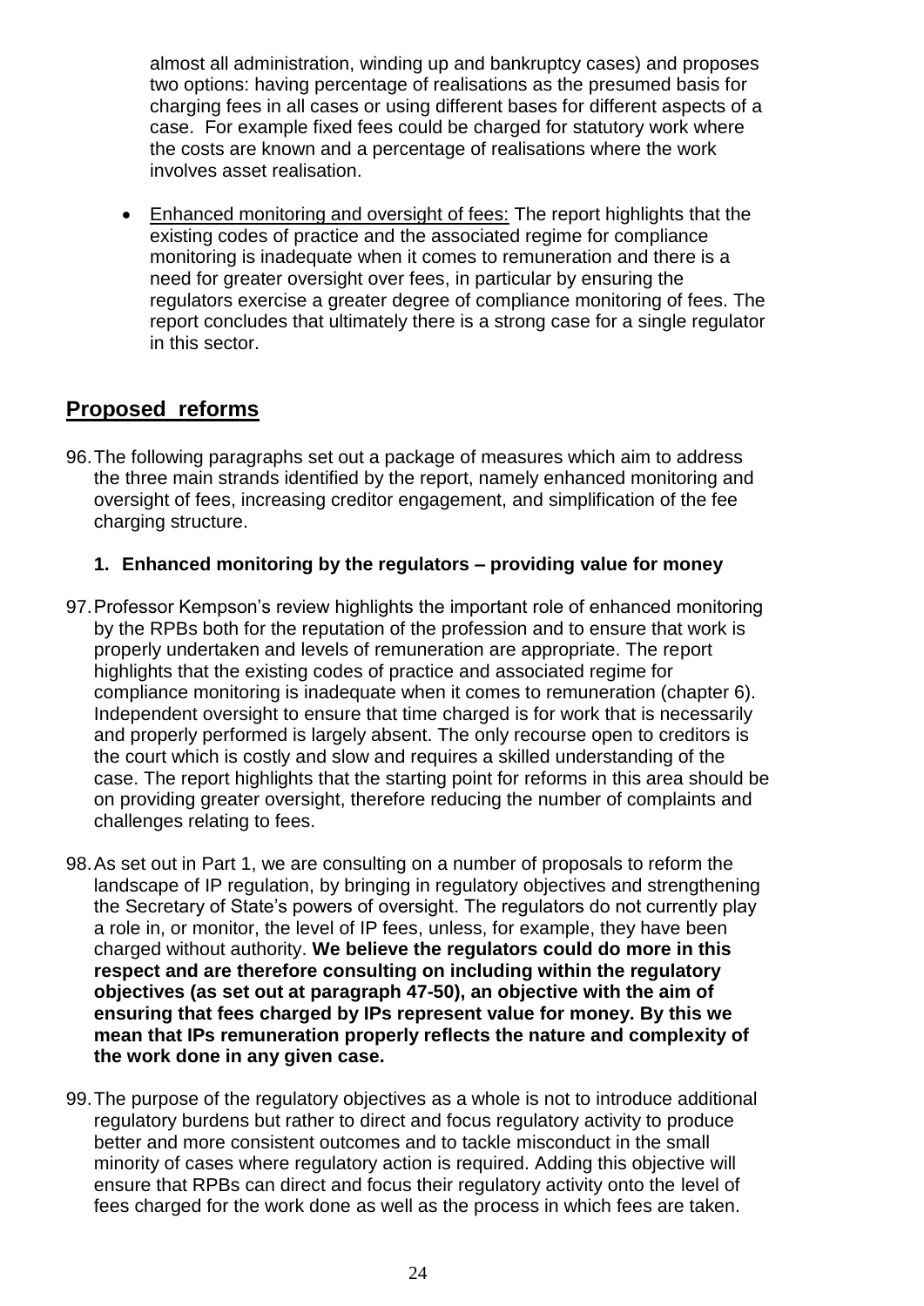almost all administration, winding up and bankruptcy cases) and proposes two options: having percentage of realisations as the presumed basis for charging fees in all cases or using different bases for different aspects of a case. For example fixed fees could be charged for statutory work where the costs are known and a percentage of realisations where the work involves asset realisation.

- Enhanced monitoring and oversight of fees: The report highlights that the existing codes of practice and the associated regime for compliance monitoring is inadequate when it comes to remuneration and there is a need for greater oversight over fees, in particular by ensuring the regulators exercise a greater degree of compliance monitoring of fees. The report concludes that ultimately there is a strong case for a single regulator in this sector.

## Proposed reforms

96. The following paragraphs set out a package of measures which aim to address the three main strands identified by the report, namely enhanced monitoring and oversight of fees, increasing creditor engagement, and simplification of the fee charging structure.

### 1. Enhanced monitoring by the regulators – providing value for money

97. Professor Kempson's review highlights the important role of enhanced monitoring by the RPBs both for the reputation of the profession and to ensure that work is properly undertaken and levels of remuneration are appropriate. The report highlights that the existing codes of practice and associated regime for compliance monitoring is inadequate when it comes to remuneration (chapter 6). Independent oversight to ensure that time charged is for work that is necessarily and properly performed is largely absent. The only recourse open to creditors is the court which is costly and slow and requires a skilled understanding of the case. The report highlights that the starting point for reforms in this area should be on providing greater oversight, therefore reducing the number of complaints and challenges relating to fees.

98. As set out in Part 1, we are consulting on a number of proposals to reform the landscape of IP regulation, by bringing in regulatory objectives and strengthening the Secretary of State's powers of oversight. The regulators do not currently play a role in, or monitor, the level of IP fees, unless, for example, they have been charged without authority. **We believe the regulators could do more in this respect and are therefore consulting on including within the regulatory objectives (as set out at paragraph 47-50), an objective with the aim of ensuring that fees charged by IPs represent value for money. By this we mean that IPs remuneration properly reflects the nature and complexity of the work done in any given case.**

99. The purpose of the regulatory objectives as a whole is not to introduce additional regulatory burdens but rather to direct and focus regulatory activity to produce better and more consistent outcomes and to tackle misconduct in the small minority of cases where regulatory action is required. Adding this objective will ensure that RPBs can direct and focus their regulatory activity onto the level of fees charged for the work done as well as the process in which fees are taken.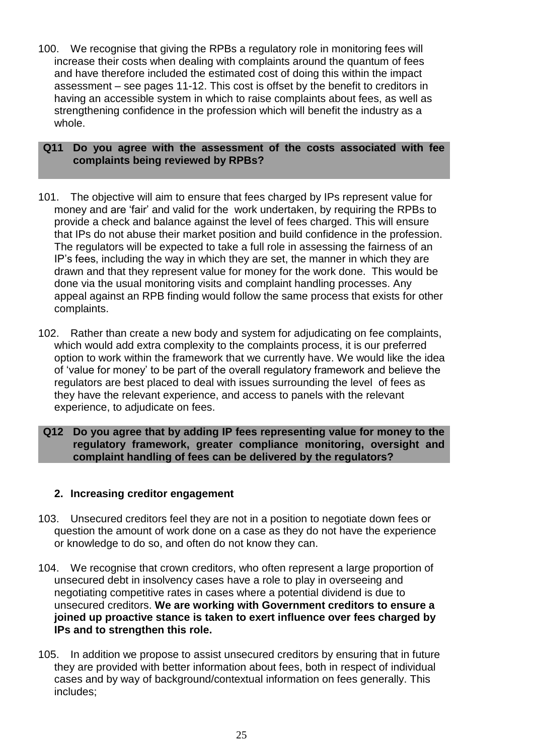100. We recognise that giving the RPBs a regulatory role in monitoring fees will increase their costs when dealing with complaints around the quantum of fees and have therefore included the estimated cost of doing this within the impact assessment – see pages 11-12. This cost is offset by the benefit to creditors in having an accessible system in which to raise complaints about fees, as well as strengthening confidence in the profession which will benefit the industry as a whole.

**Q11 Do you agree with the assessment of the costs associated with fee complaints being reviewed by RPBs?**

101. The objective will aim to ensure that fees charged by IPs represent value for money and are 'fair' and valid for the work undertaken, by requiring the RPBs to provide a check and balance against the level of fees charged. This will ensure that IPs do not abuse their market position and build confidence in the profession. The regulators will be expected to take a full role in assessing the fairness of an IP's fees, including the way in which they are set, the manner in which they are drawn and that they represent value for money for the work done. This would be done via the usual monitoring visits and complaint handling processes. Any appeal against an RPB finding would follow the same process that exists for other complaints.

102. Rather than create a new body and system for adjudicating on fee complaints, which would add extra complexity to the complaints process, it is our preferred option to work within the framework that we currently have. We would like the idea of 'value for money' to be part of the overall regulatory framework and believe the regulators are best placed to deal with issues surrounding the level of fees as they have the relevant experience, and access to panels with the relevant experience, to adjudicate on fees.

**Q12 Do you agree that by adding IP fees representing value for money to the regulatory framework, greater compliance monitoring, oversight and complaint handling of fees can be delivered by the regulators?**

### 2. Increasing creditor engagement

103. Unsecured creditors feel they are not in a position to negotiate down fees or question the amount of work done on a case as they do not have the experience or knowledge to do so, and often do not know they can.

104. We recognise that crown creditors, who often represent a large proportion of unsecured debt in insolvency cases have a role to play in overseeing and negotiating competitive rates in cases where a potential dividend is due to unsecured creditors. **We are working with Government creditors to ensure a joined up proactive stance is taken to exert influence over fees charged by IPs and to strengthen this role.**

105. In addition we propose to assist unsecured creditors by ensuring that in future they are provided with better information about fees, both in respect of individual cases and by way of background/contextual information on fees generally. This includes;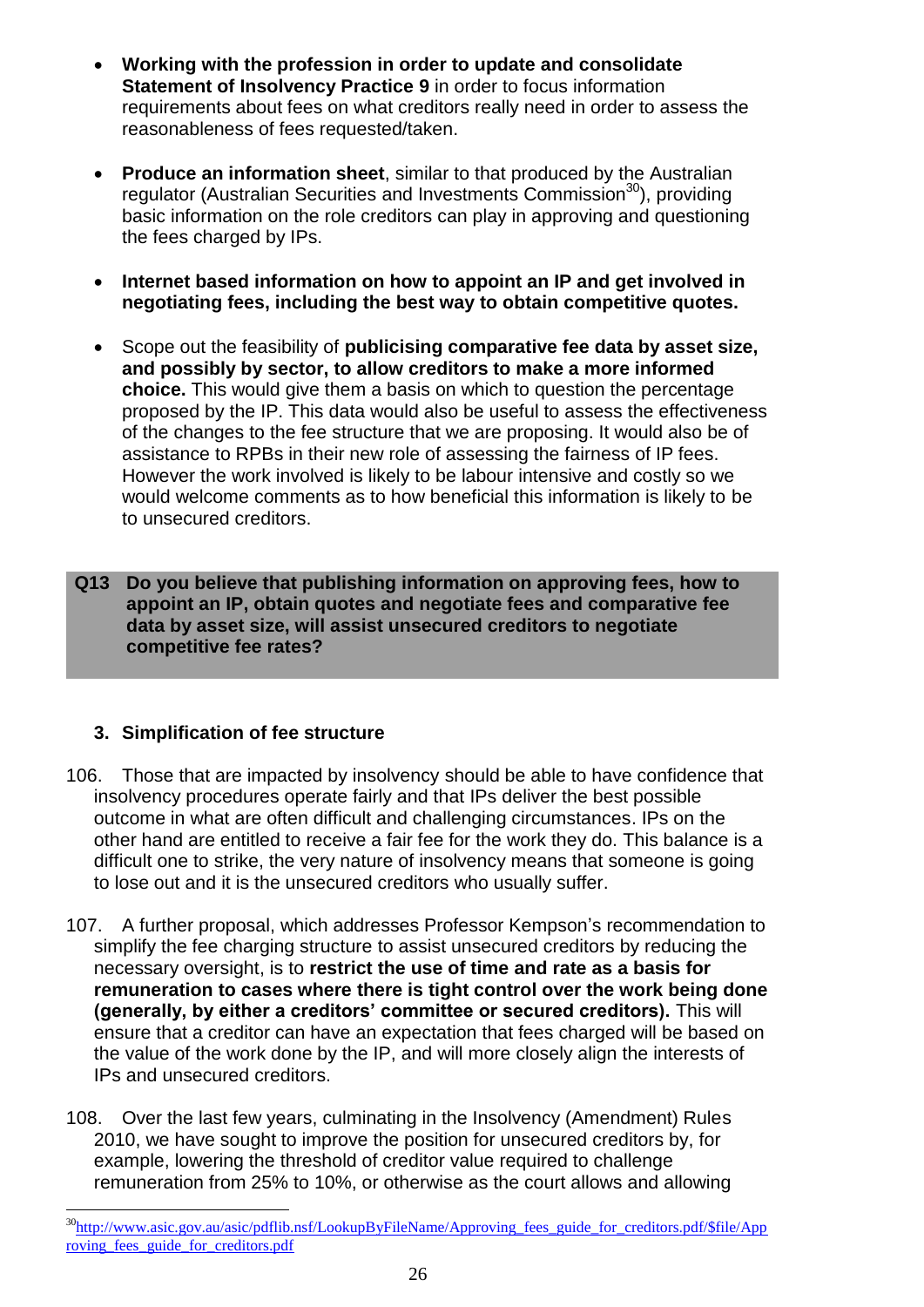- **Working with the profession in order to update and consolidate Statement of Insolvency Practice 9** in order to focus information requirements about fees on what creditors really need in order to assess the reasonableness of fees requested/taken.

- **Produce an information sheet**, similar to that produced by the Australian regulator (Australian Securities and Investments Commission[30]), providing basic information on the role creditors can play in approving and questioning the fees charged by IPs.

- **Internet based information on how to appoint an IP and get involved in negotiating fees, including the best way to obtain competitive quotes.**

- Scope out the feasibility of **publicising comparative fee data by asset size, and possibly by sector, to allow creditors to make a more informed choice.** This would give them a basis on which to question the percentage proposed by the IP. This data would also be useful to assess the effectiveness of the changes to the fee structure that we are proposing. It would also be of assistance to RPBs in their new role of assessing the fairness of IP fees. However the work involved is likely to be labour intensive and costly so we would welcome comments as to how beneficial this information is likely to be to unsecured creditors.

**Q13 Do you believe that publishing information on approving fees, how to appoint an IP, obtain quotes and negotiate fees and comparative fee data by asset size, will assist unsecured creditors to negotiate competitive fee rates?**

### 3. Simplification of fee structure

106. Those that are impacted by insolvency should be able to have confidence that insolvency procedures operate fairly and that IPs deliver the best possible outcome in what are often difficult and challenging circumstances. IPs on the other hand are entitled to receive a fair fee for the work they do. This balance is a difficult one to strike, the very nature of insolvency means that someone is going to lose out and it is the unsecured creditors who usually suffer.

107. A further proposal, which addresses Professor Kempson's recommendation to simplify the fee charging structure to assist unsecured creditors by reducing the necessary oversight, is to **restrict the use of time and rate as a basis for remuneration to cases where there is tight control over the work being done (generally, by either a creditors' committee or secured creditors).** This will ensure that a creditor can have an expectation that fees charged will be based on the value of the work done by the IP, and will more closely align the interests of IPs and unsecured creditors.

108. Over the last few years, culminating in the Insolvency (Amendment) Rules 2010, we have sought to improve the position for unsecured creditors by, for example, lowering the threshold of creditor value required to challenge remuneration from 25% to 10%, or otherwise as the court allows and allowing

[30] http://www.asic.gov.au/asic/pdflib.nsf/LookupByFileName/Approving_fees_guide_for_creditors.pdf/$file/Approving_fees_guide_for_creditors.pdf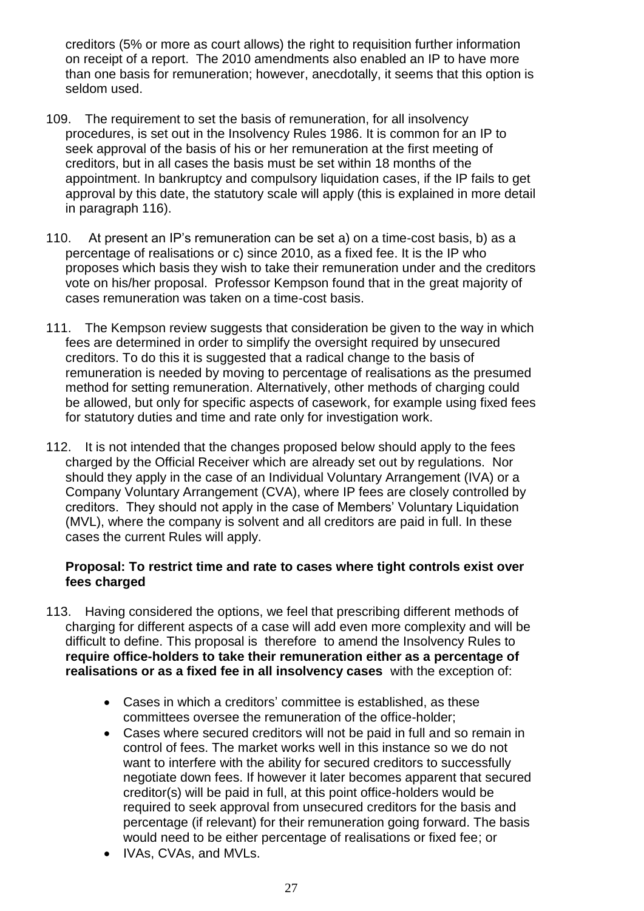creditors (5% or more as court allows) the right to requisition further information on receipt of a report. The 2010 amendments also enabled an IP to have more than one basis for remuneration; however, anecdotally, it seems that this option is seldom used.

109. The requirement to set the basis of remuneration, for all insolvency procedures, is set out in the Insolvency Rules 1986. It is common for an IP to seek approval of the basis of his or her remuneration at the first meeting of creditors, but in all cases the basis must be set within 18 months of the appointment. In bankruptcy and compulsory liquidation cases, if the IP fails to get approval by this date, the statutory scale will apply (this is explained in more detail in paragraph 116).

110. At present an IP's remuneration can be set a) on a time-cost basis, b) as a percentage of realisations or c) since 2010, as a fixed fee. It is the IP who proposes which basis they wish to take their remuneration under and the creditors vote on his/her proposal. Professor Kempson found that in the great majority of cases remuneration was taken on a time-cost basis.

111. The Kempson review suggests that consideration be given to the way in which fees are determined in order to simplify the oversight required by unsecured creditors. To do this it is suggested that a radical change to the basis of remuneration is needed by moving to percentage of realisations as the presumed method for setting remuneration. Alternatively, other methods of charging could be allowed, but only for specific aspects of casework, for example using fixed fees for statutory duties and time and rate only for investigation work.

112. It is not intended that the changes proposed below should apply to the fees charged by the Official Receiver which are already set out by regulations. Nor should they apply in the case of an Individual Voluntary Arrangement (IVA) or a Company Voluntary Arrangement (CVA), where IP fees are closely controlled by creditors. They should not apply in the case of Members' Voluntary Liquidation (MVL), where the company is solvent and all creditors are paid in full. In these cases the current Rules will apply.

**Proposal: To restrict time and rate to cases where tight controls exist over fees charged**

113. Having considered the options, we feel that prescribing different methods of charging for different aspects of a case will add even more complexity and will be difficult to define. This proposal is therefore to amend the Insolvency Rules to **require office-holders to take their remuneration either as a percentage of realisations or as a fixed fee in all insolvency cases** with the exception of:

- Cases in which a creditors' committee is established, as these committees oversee the remuneration of the office-holder;
- Cases where secured creditors will not be paid in full and so remain in control of fees. The market works well in this instance so we do not want to interfere with the ability for secured creditors to successfully negotiate down fees. If however it later becomes apparent that secured creditor(s) will be paid in full, at this point office-holders would be required to seek approval from unsecured creditors for the basis and percentage (if relevant) for their remuneration going forward. The basis would need to be either percentage of realisations or fixed fee; or
- IVAs, CVAs, and MVLs.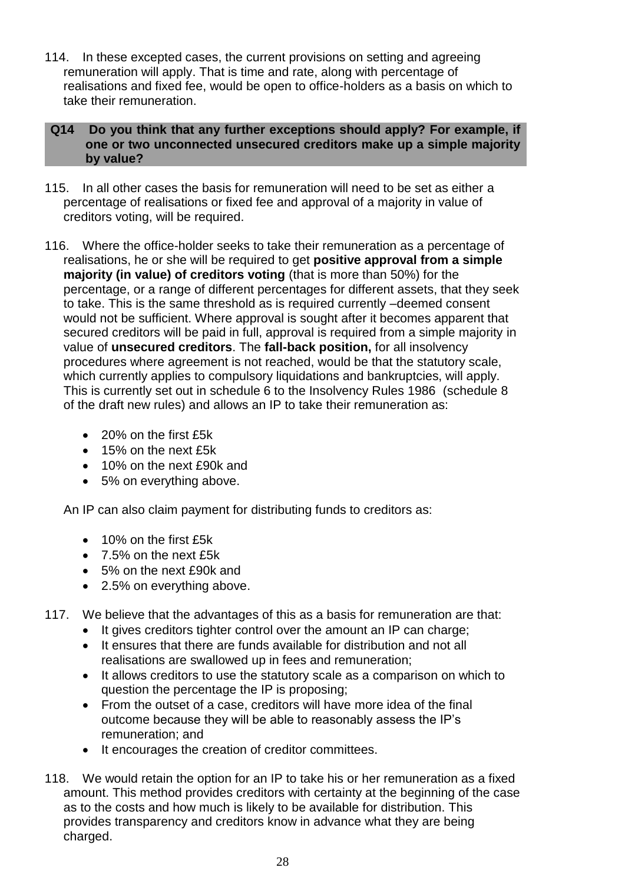114. In these excepted cases, the current provisions on setting and agreeing remuneration will apply. That is time and rate, along with percentage of realisations and fixed fee, would be open to office-holders as a basis on which to take their remuneration.

**Q14 Do you think that any further exceptions should apply? For example, if one or two unconnected unsecured creditors make up a simple majority by value?**

115. In all other cases the basis for remuneration will need to be set as either a percentage of realisations or fixed fee and approval of a majority in value of creditors voting, will be required.

116. Where the office-holder seeks to take their remuneration as a percentage of realisations, he or she will be required to get **positive approval from a simple majority (in value) of creditors voting** (that is more than 50%) for the percentage, or a range of different percentages for different assets, that they seek to take. This is the same threshold as is required currently –deemed consent would not be sufficient. Where approval is sought after it becomes apparent that secured creditors will be paid in full, approval is required from a simple majority in value of **unsecured creditors**. The **fall-back position,** for all insolvency procedures where agreement is not reached, would be that the statutory scale, which currently applies to compulsory liquidations and bankruptcies, will apply. This is currently set out in schedule 6 to the Insolvency Rules 1986 (schedule 8 of the draft new rules) and allows an IP to take their remuneration as:

- 20% on the first £5k
- 15% on the next £5k
- 10% on the next £90k and
- 5% on everything above.

An IP can also claim payment for distributing funds to creditors as:

- 10% on the first £5k
- 7.5% on the next £5k
- 5% on the next £90k and
- 2.5% on everything above.

117. We believe that the advantages of this as a basis for remuneration are that:
- It gives creditors tighter control over the amount an IP can charge;
- It ensures that there are funds available for distribution and not all realisations are swallowed up in fees and remuneration;
- It allows creditors to use the statutory scale as a comparison on which to question the percentage the IP is proposing;
- From the outset of a case, creditors will have more idea of the final outcome because they will be able to reasonably assess the IP's remuneration; and
- It encourages the creation of creditor committees.

118. We would retain the option for an IP to take his or her remuneration as a fixed amount. This method provides creditors with certainty at the beginning of the case as to the costs and how much is likely to be available for distribution. This provides transparency and creditors know in advance what they are being charged.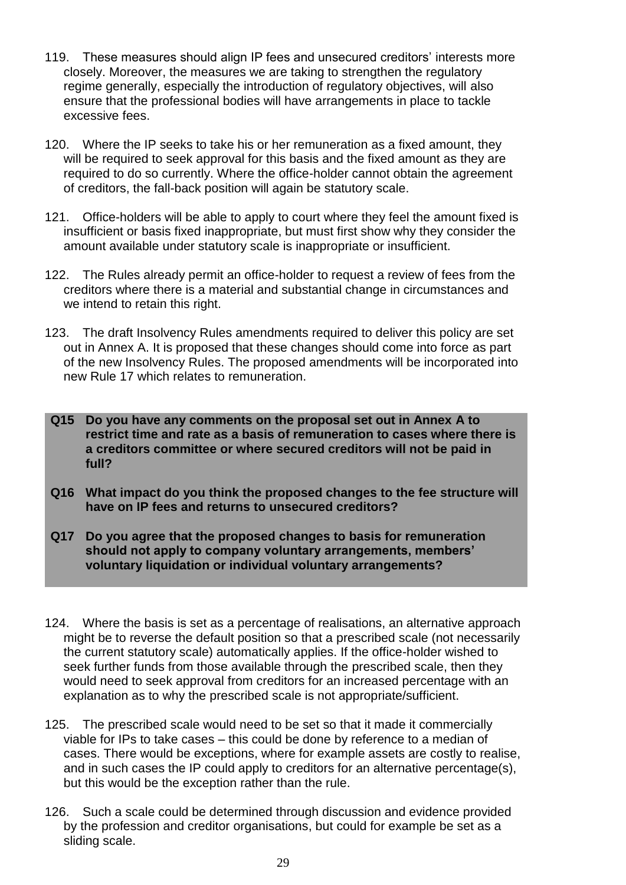119. These measures should align IP fees and unsecured creditors' interests more closely. Moreover, the measures we are taking to strengthen the regulatory regime generally, especially the introduction of regulatory objectives, will also ensure that the professional bodies will have arrangements in place to tackle excessive fees.

120. Where the IP seeks to take his or her remuneration as a fixed amount, they will be required to seek approval for this basis and the fixed amount as they are required to do so currently. Where the office-holder cannot obtain the agreement of creditors, the fall-back position will again be statutory scale.

121. Office-holders will be able to apply to court where they feel the amount fixed is insufficient or basis fixed inappropriate, but must first show why they consider the amount available under statutory scale is inappropriate or insufficient.

122. The Rules already permit an office-holder to request a review of fees from the creditors where there is a material and substantial change in circumstances and we intend to retain this right.

123. The draft Insolvency Rules amendments required to deliver this policy are set out in Annex A. It is proposed that these changes should come into force as part of the new Insolvency Rules. The proposed amendments will be incorporated into new Rule 17 which relates to remuneration.

**Q15 Do you have any comments on the proposal set out in Annex A to restrict time and rate as a basis of remuneration to cases where there is a creditors committee or where secured creditors will not be paid in full?**

**Q16 What impact do you think the proposed changes to the fee structure will have on IP fees and returns to unsecured creditors?**

**Q17 Do you agree that the proposed changes to basis for remuneration should not apply to company voluntary arrangements, members' voluntary liquidation or individual voluntary arrangements?**

124. Where the basis is set as a percentage of realisations, an alternative approach might be to reverse the default position so that a prescribed scale (not necessarily the current statutory scale) automatically applies. If the office-holder wished to seek further funds from those available through the prescribed scale, then they would need to seek approval from creditors for an increased percentage with an explanation as to why the prescribed scale is not appropriate/sufficient.

125. The prescribed scale would need to be set so that it made it commercially viable for IPs to take cases – this could be done by reference to a median of cases. There would be exceptions, where for example assets are costly to realise, and in such cases the IP could apply to creditors for an alternative percentage(s), but this would be the exception rather than the rule.

126. Such a scale could be determined through discussion and evidence provided by the profession and creditor organisations, but could for example be set as a sliding scale.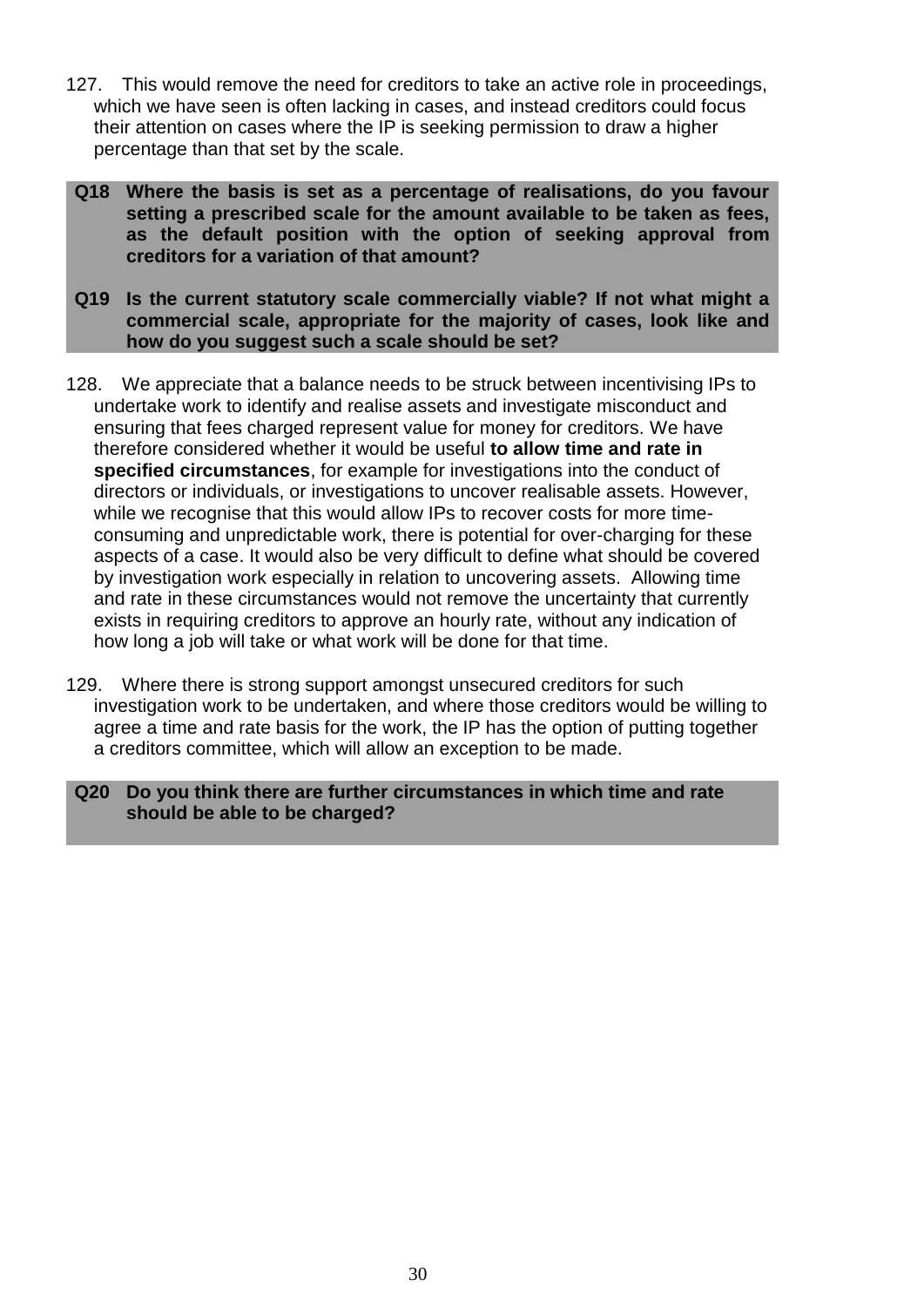127. This would remove the need for creditors to take an active role in proceedings, which we have seen is often lacking in cases, and instead creditors could focus their attention on cases where the IP is seeking permission to draw a higher percentage than that set by the scale.

> **Q18 Where the basis is set as a percentage of realisations, do you favour setting a prescribed scale for the amount available to be taken as fees, as the default position with the option of seeking approval from creditors for a variation of that amount?**
>
> **Q19 Is the current statutory scale commercially viable? If not what might a commercial scale, appropriate for the majority of cases, look like and how do you suggest such a scale should be set?**

128. We appreciate that a balance needs to be struck between incentivising IPs to undertake work to identify and realise assets and investigate misconduct and ensuring that fees charged represent value for money for creditors. We have therefore considered whether it would be useful **to allow time and rate in specified circumstances**, for example for investigations into the conduct of directors or individuals, or investigations to uncover realisable assets. However, while we recognise that this would allow IPs to recover costs for more time-consuming and unpredictable work, there is potential for over-charging for these aspects of a case. It would also be very difficult to define what should be covered by investigation work especially in relation to uncovering assets. Allowing time and rate in these circumstances would not remove the uncertainty that currently exists in requiring creditors to approve an hourly rate, without any indication of how long a job will take or what work will be done for that time.

129. Where there is strong support amongst unsecured creditors for such investigation work to be undertaken, and where those creditors would be willing to agree a time and rate basis for the work, the IP has the option of putting together a creditors committee, which will allow an exception to be made.

> **Q20 Do you think there are further circumstances in which time and rate should be able to be charged?**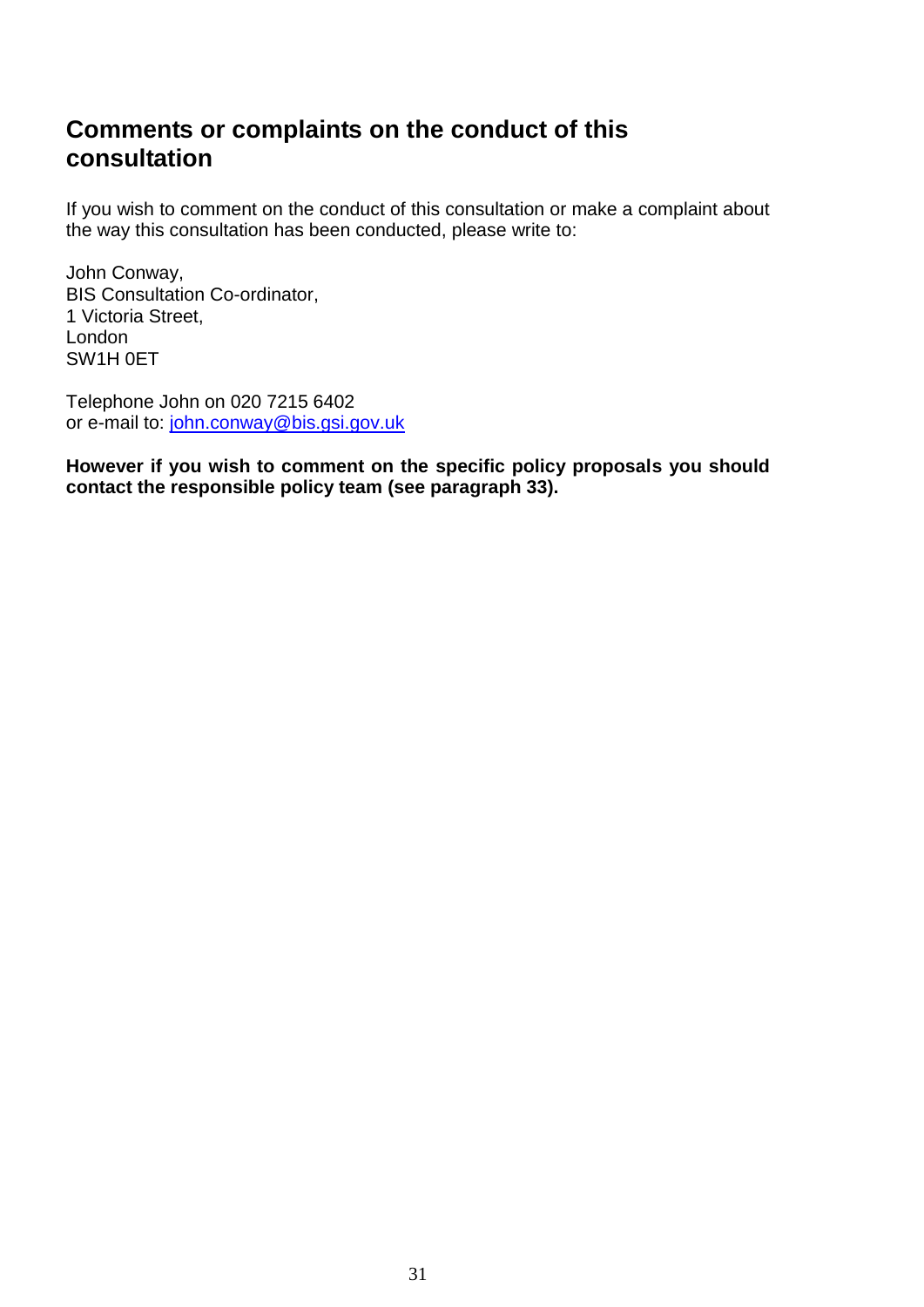## Comments or complaints on the conduct of this consultation

If you wish to comment on the conduct of this consultation or make a complaint about the way this consultation has been conducted, please write to:

John Conway,
BIS Consultation Co-ordinator,
1 Victoria Street,
London
SW1H 0ET

Telephone John on 020 7215 6402
or e-mail to: john.conway@bis.gsi.gov.uk

**However if you wish to comment on the specific policy proposals you should contact the responsible policy team (see paragraph 33).**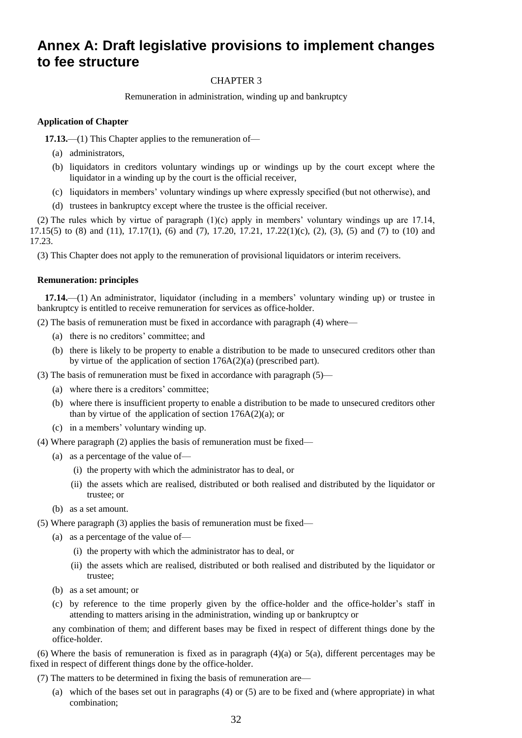# Annex A: Draft legislative provisions to implement changes to fee structure

CHAPTER 3

Remuneration in administration, winding up and bankruptcy

**Application of Chapter**

**17.13.**—(1) This Chapter applies to the remuneration of—

(a) administrators,

(b) liquidators in creditors voluntary windings up or windings up by the court except where the liquidator in a winding up by the court is the official receiver,

(c) liquidators in members' voluntary windings up where expressly specified (but not otherwise), and

(d) trustees in bankruptcy except where the trustee is the official receiver.

(2) The rules which by virtue of paragraph (1)(c) apply in members' voluntary windings up are 17.14, 17.15(5) to (8) and (11), 17.17(1), (6) and (7), 17.20, 17.21, 17.22(1)(c), (2), (3), (5) and (7) to (10) and 17.23.

(3) This Chapter does not apply to the remuneration of provisional liquidators or interim receivers.

**Remuneration: principles**

**17.14.**—(1) An administrator, liquidator (including in a members' voluntary winding up) or trustee in bankruptcy is entitled to receive remuneration for services as office-holder.

(2) The basis of remuneration must be fixed in accordance with paragraph (4) where—

(a) there is no creditors' committee; and

(b) there is likely to be property to enable a distribution to be made to unsecured creditors other than by virtue of the application of section 176A(2)(a) (prescribed part).

(3) The basis of remuneration must be fixed in accordance with paragraph (5)—

(a) where there is a creditors' committee;

(b) where there is insufficient property to enable a distribution to be made to unsecured creditors other than by virtue of the application of section 176A(2)(a); or

(c) in a members' voluntary winding up.

(4) Where paragraph (2) applies the basis of remuneration must be fixed—

(a) as a percentage of the value of—

(i) the property with which the administrator has to deal, or

(ii) the assets which are realised, distributed or both realised and distributed by the liquidator or trustee; or

(b) as a set amount.

(5) Where paragraph (3) applies the basis of remuneration must be fixed—

(a) as a percentage of the value of—

(i) the property with which the administrator has to deal, or

(ii) the assets which are realised, distributed or both realised and distributed by the liquidator or trustee;

(b) as a set amount; or

(c) by reference to the time properly given by the office-holder and the office-holder's staff in attending to matters arising in the administration, winding up or bankruptcy or

any combination of them; and different bases may be fixed in respect of different things done by the office-holder.

(6) Where the basis of remuneration is fixed as in paragraph (4)(a) or 5(a), different percentages may be fixed in respect of different things done by the office-holder.

(7) The matters to be determined in fixing the basis of remuneration are—

(a) which of the bases set out in paragraphs (4) or (5) are to be fixed and (where appropriate) in what combination;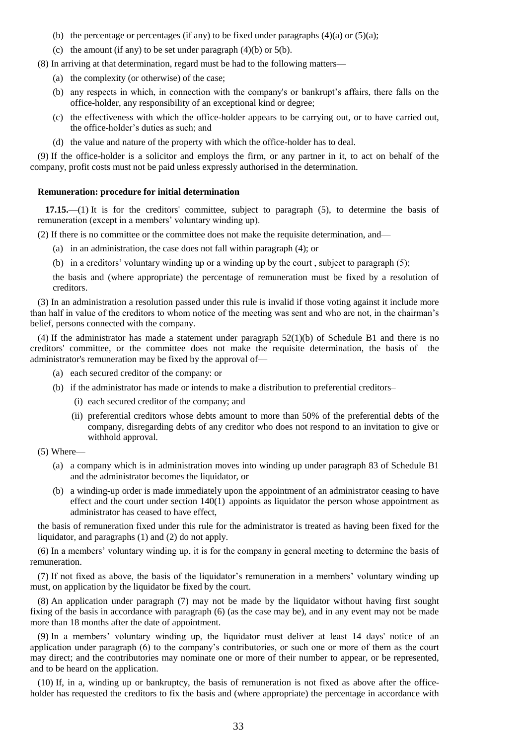(b) the percentage or percentages (if any) to be fixed under paragraphs (4)(a) or (5)(a);

(c) the amount (if any) to be set under paragraph (4)(b) or 5(b).

(8) In arriving at that determination, regard must be had to the following matters—

(a) the complexity (or otherwise) of the case;

(b) any respects in which, in connection with the company's or bankrupt's affairs, there falls on the office-holder, any responsibility of an exceptional kind or degree;

(c) the effectiveness with which the office-holder appears to be carrying out, or to have carried out, the office-holder's duties as such; and

(d) the value and nature of the property with which the office-holder has to deal.

(9) If the office-holder is a solicitor and employs the firm, or any partner in it, to act on behalf of the company, profit costs must not be paid unless expressly authorised in the determination.

**Remuneration: procedure for initial determination**

**17.15.**—(1) It is for the creditors' committee, subject to paragraph (5), to determine the basis of remuneration (except in a members' voluntary winding up).

(2) If there is no committee or the committee does not make the requisite determination, and—

(a) in an administration, the case does not fall within paragraph (4); or

(b) in a creditors' voluntary winding up or a winding up by the court , subject to paragraph (5);

the basis and (where appropriate) the percentage of remuneration must be fixed by a resolution of creditors.

(3) In an administration a resolution passed under this rule is invalid if those voting against it include more than half in value of the creditors to whom notice of the meeting was sent and who are not, in the chairman's belief, persons connected with the company.

(4) If the administrator has made a statement under paragraph 52(1)(b) of Schedule B1 and there is no creditors' committee, or the committee does not make the requisite determination, the basis of the administrator's remuneration may be fixed by the approval of—

(a) each secured creditor of the company: or

(b) if the administrator has made or intends to make a distribution to preferential creditors–

(i) each secured creditor of the company; and

(ii) preferential creditors whose debts amount to more than 50% of the preferential debts of the company, disregarding debts of any creditor who does not respond to an invitation to give or withhold approval.

(5) Where—

(a) a company which is in administration moves into winding up under paragraph 83 of Schedule B1 and the administrator becomes the liquidator, or

(b) a winding-up order is made immediately upon the appointment of an administrator ceasing to have effect and the court under section 140(1) appoints as liquidator the person whose appointment as administrator has ceased to have effect,

the basis of remuneration fixed under this rule for the administrator is treated as having been fixed for the liquidator, and paragraphs (1) and (2) do not apply.

(6) In a members' voluntary winding up, it is for the company in general meeting to determine the basis of remuneration.

(7) If not fixed as above, the basis of the liquidator's remuneration in a members' voluntary winding up must, on application by the liquidator be fixed by the court.

(8) An application under paragraph (7) may not be made by the liquidator without having first sought fixing of the basis in accordance with paragraph (6) (as the case may be), and in any event may not be made more than 18 months after the date of appointment.

(9) In a members' voluntary winding up, the liquidator must deliver at least 14 days' notice of an application under paragraph (6) to the company's contributories, or such one or more of them as the court may direct; and the contributories may nominate one or more of their number to appear, or be represented, and to be heard on the application.

(10) If, in a, winding up or bankruptcy, the basis of remuneration is not fixed as above after the office-holder has requested the creditors to fix the basis and (where appropriate) the percentage in accordance with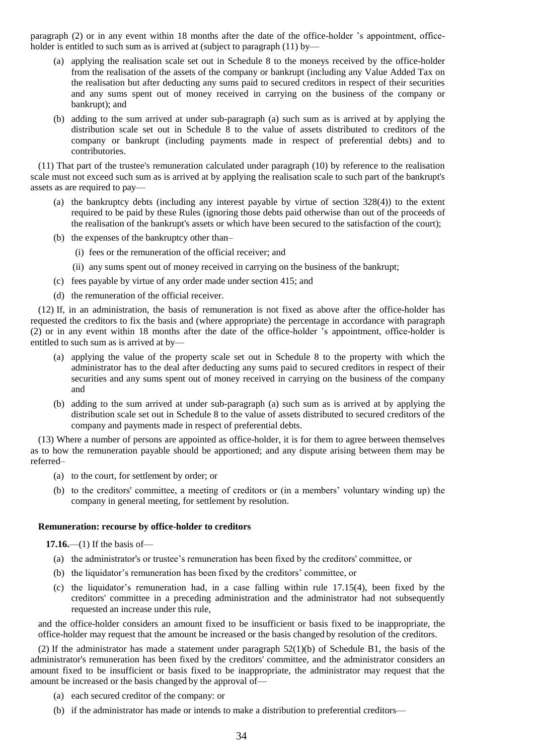paragraph (2) or in any event within 18 months after the date of the office-holder 's appointment, office-holder is entitled to such sum as is arrived at (subject to paragraph (11) by—

(a) applying the realisation scale set out in Schedule 8 to the moneys received by the office-holder from the realisation of the assets of the company or bankrupt (including any Value Added Tax on the realisation but after deducting any sums paid to secured creditors in respect of their securities and any sums spent out of money received in carrying on the business of the company or bankrupt); and

(b) adding to the sum arrived at under sub-paragraph (a) such sum as is arrived at by applying the distribution scale set out in Schedule 8 to the value of assets distributed to creditors of the company or bankrupt (including payments made in respect of preferential debts) and to contributories.

(11) That part of the trustee's remuneration calculated under paragraph (10) by reference to the realisation scale must not exceed such sum as is arrived at by applying the realisation scale to such part of the bankrupt's assets as are required to pay—

(a) the bankruptcy debts (including any interest payable by virtue of section 328(4)) to the extent required to be paid by these Rules (ignoring those debts paid otherwise than out of the proceeds of the realisation of the bankrupt's assets or which have been secured to the satisfaction of the court);

(b) the expenses of the bankruptcy other than–

(i) fees or the remuneration of the official receiver; and

(ii) any sums spent out of money received in carrying on the business of the bankrupt;

(c) fees payable by virtue of any order made under section 415; and

(d) the remuneration of the official receiver.

(12) If, in an administration, the basis of remuneration is not fixed as above after the office-holder has requested the creditors to fix the basis and (where appropriate) the percentage in accordance with paragraph (2) or in any event within 18 months after the date of the office-holder 's appointment, office-holder is entitled to such sum as is arrived at by—

(a) applying the value of the property scale set out in Schedule 8 to the property with which the administrator has to the deal after deducting any sums paid to secured creditors in respect of their securities and any sums spent out of money received in carrying on the business of the company and

(b) adding to the sum arrived at under sub-paragraph (a) such sum as is arrived at by applying the distribution scale set out in Schedule 8 to the value of assets distributed to secured creditors of the company and payments made in respect of preferential debts.

(13) Where a number of persons are appointed as office-holder, it is for them to agree between themselves as to how the remuneration payable should be apportioned; and any dispute arising between them may be referred–

(a) to the court, for settlement by order; or

(b) to the creditors' committee, a meeting of creditors or (in a members' voluntary winding up) the company in general meeting, for settlement by resolution.

#### Remuneration: recourse by office-holder to creditors

**17.16.**—(1) If the basis of—

(a) the administrator's or trustee's remuneration has been fixed by the creditors' committee, or

(b) the liquidator's remuneration has been fixed by the creditors' committee, or

(c) the liquidator's remuneration had, in a case falling within rule 17.15(4), been fixed by the creditors' committee in a preceding administration and the administrator had not subsequently requested an increase under this rule,

and the office-holder considers an amount fixed to be insufficient or basis fixed to be inappropriate, the office-holder may request that the amount be increased or the basis changed by resolution of the creditors.

(2) If the administrator has made a statement under paragraph 52(1)(b) of Schedule B1, the basis of the administrator's remuneration has been fixed by the creditors' committee, and the administrator considers an amount fixed to be insufficient or basis fixed to be inappropriate, the administrator may request that the amount be increased or the basis changed by the approval of—

(a) each secured creditor of the company: or

(b) if the administrator has made or intends to make a distribution to preferential creditors—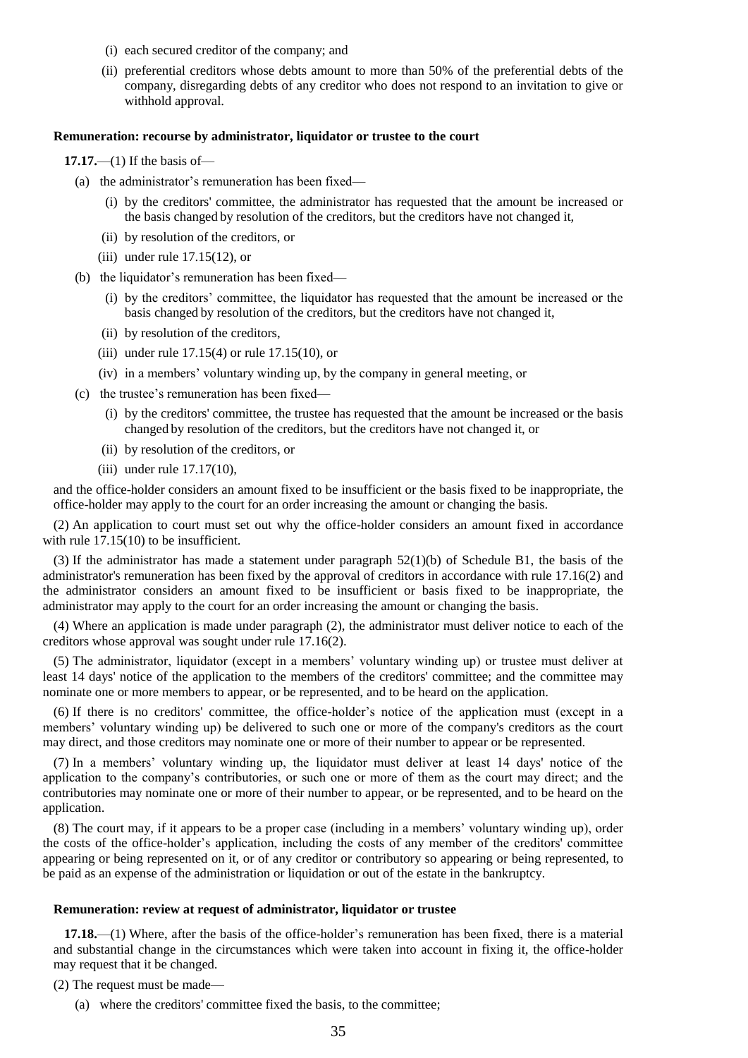(i) each secured creditor of the company; and

(ii) preferential creditors whose debts amount to more than 50% of the preferential debts of the company, disregarding debts of any creditor who does not respond to an invitation to give or withhold approval.

**Remuneration: recourse by administrator, liquidator or trustee to the court**

**17.17.**—(1) If the basis of—

(a) the administrator's remuneration has been fixed—

(i) by the creditors' committee, the administrator has requested that the amount be increased or the basis changed by resolution of the creditors, but the creditors have not changed it,

(ii) by resolution of the creditors, or

(iii) under rule 17.15(12), or

(b) the liquidator's remuneration has been fixed—

(i) by the creditors' committee, the liquidator has requested that the amount be increased or the basis changed by resolution of the creditors, but the creditors have not changed it,

(ii) by resolution of the creditors,

(iii) under rule 17.15(4) or rule 17.15(10), or

(iv) in a members' voluntary winding up, by the company in general meeting, or

(c) the trustee's remuneration has been fixed—

(i) by the creditors' committee, the trustee has requested that the amount be increased or the basis changed by resolution of the creditors, but the creditors have not changed it, or

(ii) by resolution of the creditors, or

(iii) under rule 17.17(10),

and the office-holder considers an amount fixed to be insufficient or the basis fixed to be inappropriate, the office-holder may apply to the court for an order increasing the amount or changing the basis.

(2) An application to court must set out why the office-holder considers an amount fixed in accordance with rule 17.15(10) to be insufficient.

(3) If the administrator has made a statement under paragraph 52(1)(b) of Schedule B1, the basis of the administrator's remuneration has been fixed by the approval of creditors in accordance with rule 17.16(2) and the administrator considers an amount fixed to be insufficient or basis fixed to be inappropriate, the administrator may apply to the court for an order increasing the amount or changing the basis.

(4) Where an application is made under paragraph (2), the administrator must deliver notice to each of the creditors whose approval was sought under rule 17.16(2).

(5) The administrator, liquidator (except in a members' voluntary winding up) or trustee must deliver at least 14 days' notice of the application to the members of the creditors' committee; and the committee may nominate one or more members to appear, or be represented, and to be heard on the application.

(6) If there is no creditors' committee, the office-holder's notice of the application must (except in a members' voluntary winding up) be delivered to such one or more of the company's creditors as the court may direct, and those creditors may nominate one or more of their number to appear or be represented.

(7) In a members' voluntary winding up, the liquidator must deliver at least 14 days' notice of the application to the company's contributories, or such one or more of them as the court may direct; and the contributories may nominate one or more of their number to appear, or be represented, and to be heard on the application.

(8) The court may, if it appears to be a proper case (including in a members' voluntary winding up), order the costs of the office-holder's application, including the costs of any member of the creditors' committee appearing or being represented on it, or of any creditor or contributory so appearing or being represented, to be paid as an expense of the administration or liquidation or out of the estate in the bankruptcy.

**Remuneration: review at request of administrator, liquidator or trustee**

**17.18.**—(1) Where, after the basis of the office-holder's remuneration has been fixed, there is a material and substantial change in the circumstances which were taken into account in fixing it, the office-holder may request that it be changed.

(2) The request must be made—

(a) where the creditors' committee fixed the basis, to the committee;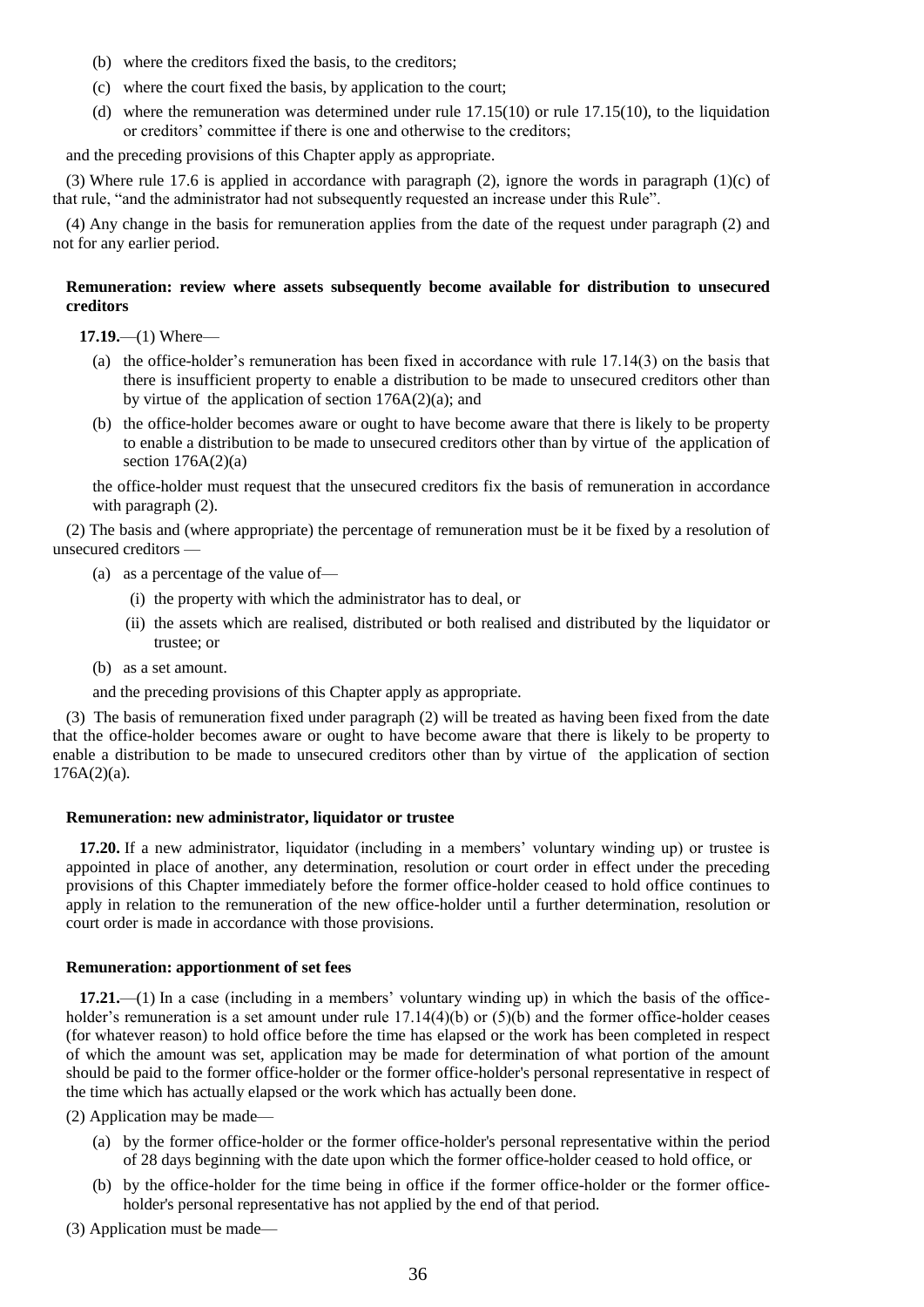(b) where the creditors fixed the basis, to the creditors;

(c) where the court fixed the basis, by application to the court;

(d) where the remuneration was determined under rule 17.15(10) or rule 17.15(10), to the liquidation or creditors' committee if there is one and otherwise to the creditors;

and the preceding provisions of this Chapter apply as appropriate.

(3) Where rule 17.6 is applied in accordance with paragraph (2), ignore the words in paragraph (1)(c) of that rule, "and the administrator had not subsequently requested an increase under this Rule".

(4) Any change in the basis for remuneration applies from the date of the request under paragraph (2) and not for any earlier period.

**Remuneration: review where assets subsequently become available for distribution to unsecured creditors**

**17.19.**—(1) Where—

(a) the office-holder's remuneration has been fixed in accordance with rule 17.14(3) on the basis that there is insufficient property to enable a distribution to be made to unsecured creditors other than by virtue of the application of section 176A(2)(a); and

(b) the office-holder becomes aware or ought to have become aware that there is likely to be property to enable a distribution to be made to unsecured creditors other than by virtue of the application of section 176A(2)(a)

the office-holder must request that the unsecured creditors fix the basis of remuneration in accordance with paragraph (2).

(2) The basis and (where appropriate) the percentage of remuneration must be it be fixed by a resolution of unsecured creditors —

(a) as a percentage of the value of—

(i) the property with which the administrator has to deal, or

(ii) the assets which are realised, distributed or both realised and distributed by the liquidator or trustee; or

(b) as a set amount.

and the preceding provisions of this Chapter apply as appropriate.

(3) The basis of remuneration fixed under paragraph (2) will be treated as having been fixed from the date that the office-holder becomes aware or ought to have become aware that there is likely to be property to enable a distribution to be made to unsecured creditors other than by virtue of the application of section 176A(2)(a).

**Remuneration: new administrator, liquidator or trustee**

**17.20.** If a new administrator, liquidator (including in a members' voluntary winding up) or trustee is appointed in place of another, any determination, resolution or court order in effect under the preceding provisions of this Chapter immediately before the former office-holder ceased to hold office continues to apply in relation to the remuneration of the new office-holder until a further determination, resolution or court order is made in accordance with those provisions.

**Remuneration: apportionment of set fees**

**17.21.**—(1) In a case (including in a members' voluntary winding up) in which the basis of the office-holder's remuneration is a set amount under rule 17.14(4)(b) or (5)(b) and the former office-holder ceases (for whatever reason) to hold office before the time has elapsed or the work has been completed in respect of which the amount was set, application may be made for determination of what portion of the amount should be paid to the former office-holder or the former office-holder's personal representative in respect of the time which has actually elapsed or the work which has actually been done.

(2) Application may be made—

(a) by the former office-holder or the former office-holder's personal representative within the period of 28 days beginning with the date upon which the former office-holder ceased to hold office, or

(b) by the office-holder for the time being in office if the former office-holder or the former office-holder's personal representative has not applied by the end of that period.

(3) Application must be made—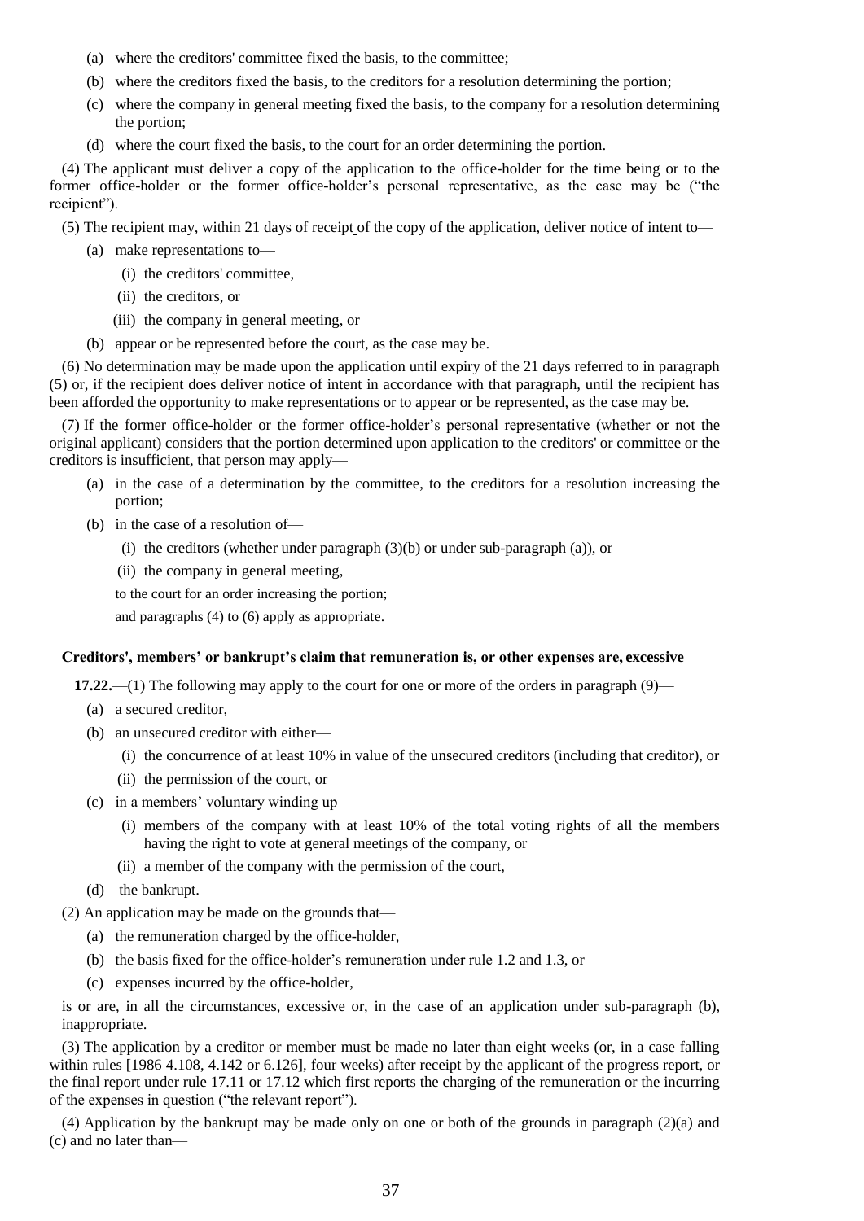(a) where the creditors' committee fixed the basis, to the committee;

(b) where the creditors fixed the basis, to the creditors for a resolution determining the portion;

(c) where the company in general meeting fixed the basis, to the company for a resolution determining the portion;

(d) where the court fixed the basis, to the court for an order determining the portion.

(4) The applicant must deliver a copy of the application to the office-holder for the time being or to the former office-holder or the former office-holder's personal representative, as the case may be ("the recipient").

(5) The recipient may, within 21 days of receipt of the copy of the application, deliver notice of intent to—

(a) make representations to—

(i) the creditors' committee,

(ii) the creditors, or

(iii) the company in general meeting, or

(b) appear or be represented before the court, as the case may be.

(6) No determination may be made upon the application until expiry of the 21 days referred to in paragraph (5) or, if the recipient does deliver notice of intent in accordance with that paragraph, until the recipient has been afforded the opportunity to make representations or to appear or be represented, as the case may be.

(7) If the former office-holder or the former office-holder's personal representative (whether or not the original applicant) considers that the portion determined upon application to the creditors' or committee or the creditors is insufficient, that person may apply—

(a) in the case of a determination by the committee, to the creditors for a resolution increasing the portion;

(b) in the case of a resolution of—

(i) the creditors (whether under paragraph (3)(b) or under sub-paragraph (a)), or

(ii) the company in general meeting,

to the court for an order increasing the portion;

and paragraphs (4) to (6) apply as appropriate.

**Creditors', members' or bankrupt's claim that remuneration is, or other expenses are, excessive**

**17.22.**—(1) The following may apply to the court for one or more of the orders in paragraph (9)—

(a) a secured creditor,

(b) an unsecured creditor with either—

(i) the concurrence of at least 10% in value of the unsecured creditors (including that creditor), or

(ii) the permission of the court, or

(c) in a members' voluntary winding up—

(i) members of the company with at least 10% of the total voting rights of all the members having the right to vote at general meetings of the company, or

(ii) a member of the company with the permission of the court,

(d) the bankrupt.

(2) An application may be made on the grounds that—

(a) the remuneration charged by the office-holder,

(b) the basis fixed for the office-holder's remuneration under rule 1.2 and 1.3, or

(c) expenses incurred by the office-holder,

is or are, in all the circumstances, excessive or, in the case of an application under sub-paragraph (b), inappropriate.

(3) The application by a creditor or member must be made no later than eight weeks (or, in a case falling within rules [1986 4.108, 4.142 or 6.126], four weeks) after receipt by the applicant of the progress report, or the final report under rule 17.11 or 17.12 which first reports the charging of the remuneration or the incurring of the expenses in question ("the relevant report").

(4) Application by the bankrupt may be made only on one or both of the grounds in paragraph (2)(a) and (c) and no later than—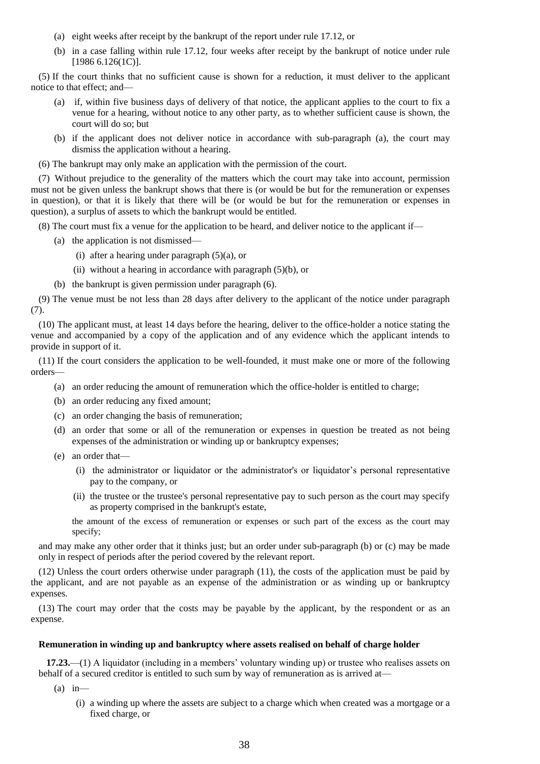(a) eight weeks after receipt by the bankrupt of the report under rule 17.12, or

(b) in a case falling within rule 17.12, four weeks after receipt by the bankrupt of notice under rule [1986 6.126(1C)].

(5) If the court thinks that no sufficient cause is shown for a reduction, it must deliver to the applicant notice to that effect; and—

(a) if, within five business days of delivery of that notice, the applicant applies to the court to fix a venue for a hearing, without notice to any other party, as to whether sufficient cause is shown, the court will do so; but

(b) if the applicant does not deliver notice in accordance with sub-paragraph (a), the court may dismiss the application without a hearing.

(6) The bankrupt may only make an application with the permission of the court.

(7) Without prejudice to the generality of the matters which the court may take into account, permission must not be given unless the bankrupt shows that there is (or would be but for the remuneration or expenses in question), or that it is likely that there will be (or would be but for the remuneration or expenses in question), a surplus of assets to which the bankrupt would be entitled.

(8) The court must fix a venue for the application to be heard, and deliver notice to the applicant if—

(a) the application is not dismissed—

(i) after a hearing under paragraph (5)(a), or

(ii) without a hearing in accordance with paragraph (5)(b), or

(b) the bankrupt is given permission under paragraph (6).

(9) The venue must be not less than 28 days after delivery to the applicant of the notice under paragraph (7).

(10) The applicant must, at least 14 days before the hearing, deliver to the office-holder a notice stating the venue and accompanied by a copy of the application and of any evidence which the applicant intends to provide in support of it.

(11) If the court considers the application to be well-founded, it must make one or more of the following orders—

(a) an order reducing the amount of remuneration which the office-holder is entitled to charge;

(b) an order reducing any fixed amount;

(c) an order changing the basis of remuneration;

(d) an order that some or all of the remuneration or expenses in question be treated as not being expenses of the administration or winding up or bankruptcy expenses;

(e) an order that—

(i) the administrator or liquidator or the administrator's or liquidator's personal representative pay to the company, or

(ii) the trustee or the trustee's personal representative pay to such person as the court may specify as property comprised in the bankrupt's estate,

the amount of the excess of remuneration or expenses or such part of the excess as the court may specify;

and may make any other order that it thinks just; but an order under sub-paragraph (b) or (c) may be made only in respect of periods after the period covered by the relevant report.

(12) Unless the court orders otherwise under paragraph (11), the costs of the application must be paid by the applicant, and are not payable as an expense of the administration or as winding up or bankruptcy expenses.

(13) The court may order that the costs may be payable by the applicant, by the respondent or as an expense.

**Remuneration in winding up and bankruptcy where assets realised on behalf of charge holder**

**17.23.**—(1) A liquidator (including in a members' voluntary winding up) or trustee who realises assets on behalf of a secured creditor is entitled to such sum by way of remuneration as is arrived at—

(a) in—

(i) a winding up where the assets are subject to a charge which when created was a mortgage or a fixed charge, or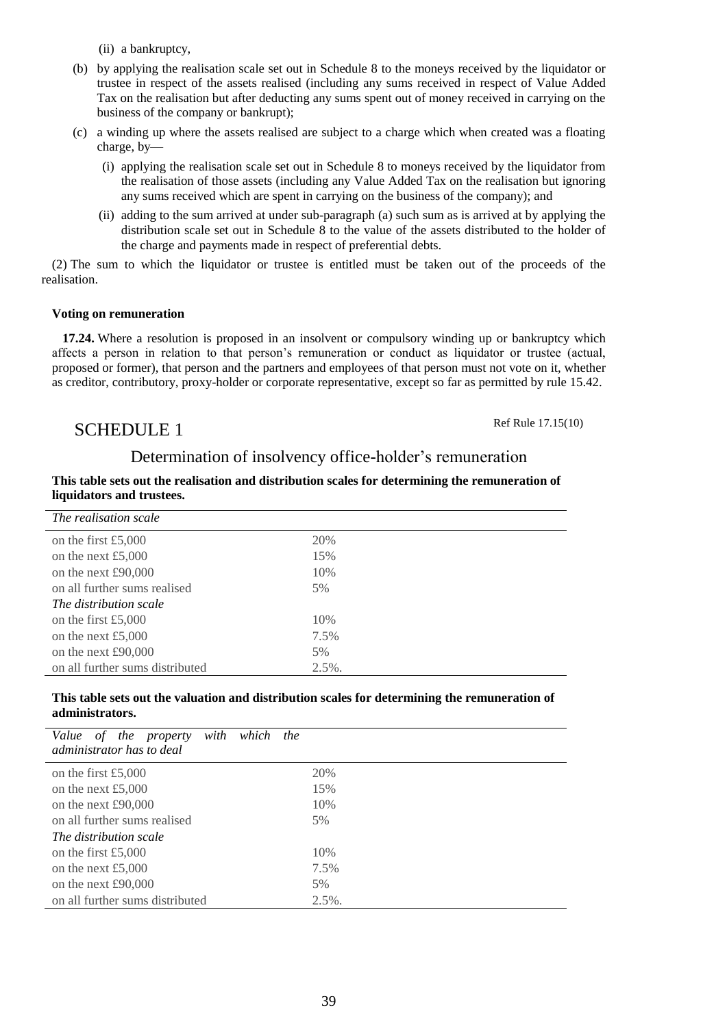(ii) a bankruptcy,

(b) by applying the realisation scale set out in Schedule 8 to the moneys received by the liquidator or trustee in respect of the assets realised (including any sums received in respect of Value Added Tax on the realisation but after deducting any sums spent out of money received in carrying on the business of the company or bankrupt);

(c) a winding up where the assets realised are subject to a charge which when created was a floating charge, by—

(i) applying the realisation scale set out in Schedule 8 to moneys received by the liquidator from the realisation of those assets (including any Value Added Tax on the realisation but ignoring any sums received which are spent in carrying on the business of the company); and

(ii) adding to the sum arrived at under sub-paragraph (a) such sum as is arrived at by applying the distribution scale set out in Schedule 8 to the value of the assets distributed to the holder of the charge and payments made in respect of preferential debts.

(2) The sum to which the liquidator or trustee is entitled must be taken out of the proceeds of the realisation.

**Voting on remuneration**

**17.24.** Where a resolution is proposed in an insolvent or compulsory winding up or bankruptcy which affects a person in relation to that person's remuneration or conduct as liquidator or trustee (actual, proposed or former), that person and the partners and employees of that person must not vote on it, whether as creditor, contributory, proxy-holder or corporate representative, except so far as permitted by rule 15.42.

# SCHEDULE 1

Ref Rule 17.15(10)

## Determination of insolvency office-holder's remuneration

**This table sets out the realisation and distribution scales for determining the remuneration of liquidators and trustees.**

| *The realisation scale* | |
|---|---|
| on the first £5,000 | 20% |
| on the next £5,000 | 15% |
| on the next £90,000 | 10% |
| on all further sums realised | 5% |
| *The distribution scale* | |
| on the first £5,000 | 10% |
| on the next £5,000 | 7.5% |
| on the next £90,000 | 5% |
| on all further sums distributed | 2.5%. |

**This table sets out the valuation and distribution scales for determining the remuneration of administrators.**

| *Value of the property with which the administrator has to deal* | |
|---|---|
| on the first £5,000 | 20% |
| on the next £5,000 | 15% |
| on the next £90,000 | 10% |
| on all further sums realised | 5% |
| *The distribution scale* | |
| on the first £5,000 | 10% |
| on the next £5,000 | 7.5% |
| on the next £90,000 | 5% |
| on all further sums distributed | 2.5%. |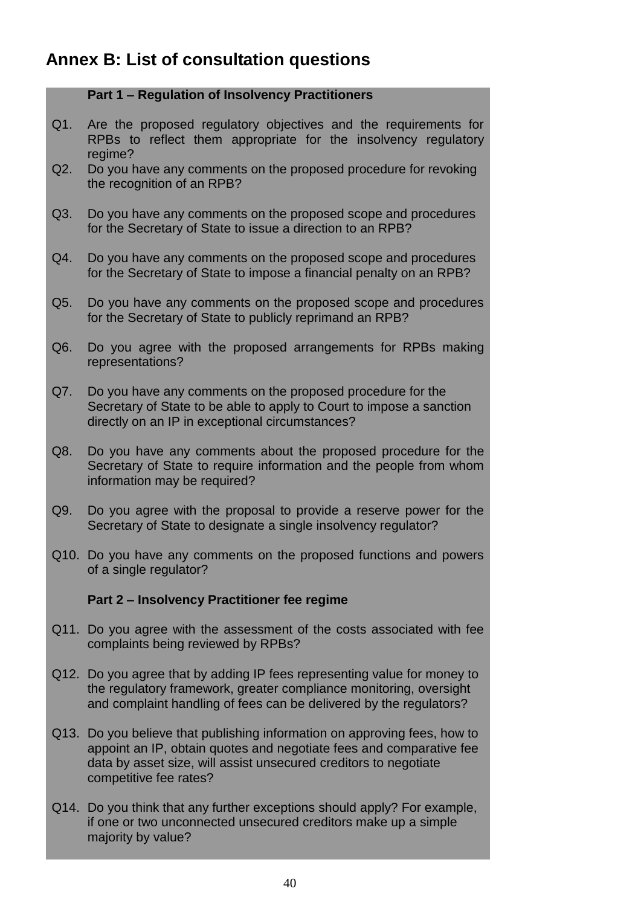## Annex B: List of consultation questions

**Part 1 – Regulation of Insolvency Practitioners**

Q1. Are the proposed regulatory objectives and the requirements for RPBs to reflect them appropriate for the insolvency regulatory regime?

Q2. Do you have any comments on the proposed procedure for revoking the recognition of an RPB?

Q3. Do you have any comments on the proposed scope and procedures for the Secretary of State to issue a direction to an RPB?

Q4. Do you have any comments on the proposed scope and procedures for the Secretary of State to impose a financial penalty on an RPB?

Q5. Do you have any comments on the proposed scope and procedures for the Secretary of State to publicly reprimand an RPB?

Q6. Do you agree with the proposed arrangements for RPBs making representations?

Q7. Do you have any comments on the proposed procedure for the Secretary of State to be able to apply to Court to impose a sanction directly on an IP in exceptional circumstances?

Q8. Do you have any comments about the proposed procedure for the Secretary of State to require information and the people from whom information may be required?

Q9. Do you agree with the proposal to provide a reserve power for the Secretary of State to designate a single insolvency regulator?

Q10. Do you have any comments on the proposed functions and powers of a single regulator?

**Part 2 – Insolvency Practitioner fee regime**

Q11. Do you agree with the assessment of the costs associated with fee complaints being reviewed by RPBs?

Q12. Do you agree that by adding IP fees representing value for money to the regulatory framework, greater compliance monitoring, oversight and complaint handling of fees can be delivered by the regulators?

Q13. Do you believe that publishing information on approving fees, how to appoint an IP, obtain quotes and negotiate fees and comparative fee data by asset size, will assist unsecured creditors to negotiate competitive fee rates?

Q14. Do you think that any further exceptions should apply? For example, if one or two unconnected unsecured creditors make up a simple majority by value?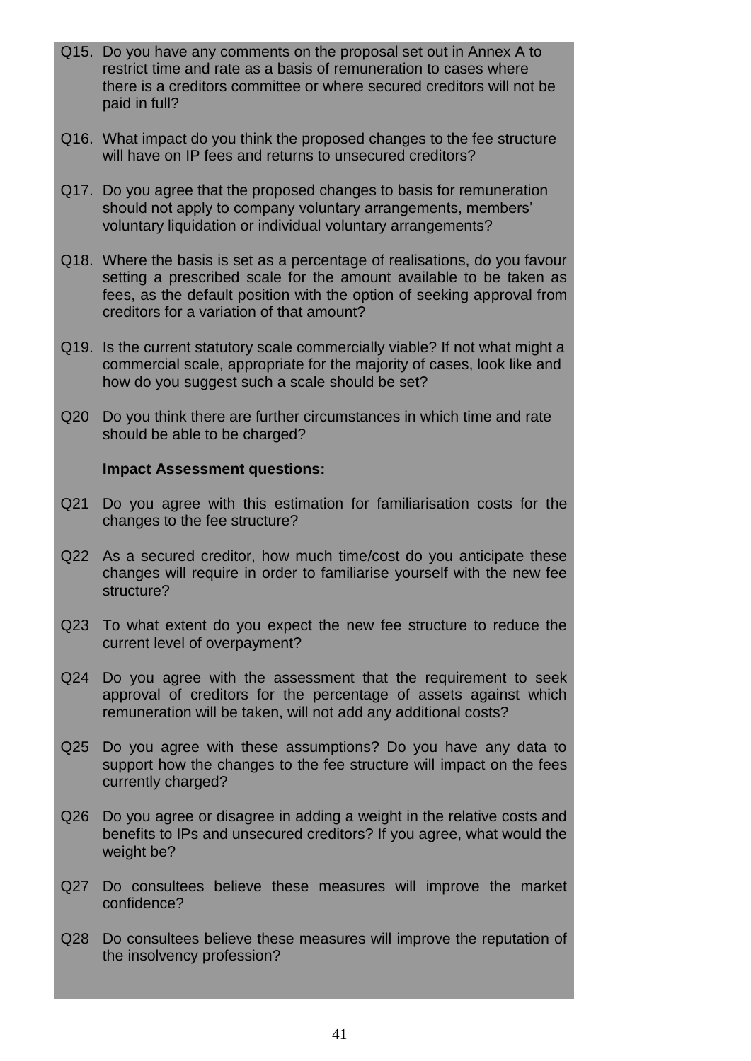Q15. Do you have any comments on the proposal set out in Annex A to restrict time and rate as a basis of remuneration to cases where there is a creditors committee or where secured creditors will not be paid in full?

Q16. What impact do you think the proposed changes to the fee structure will have on IP fees and returns to unsecured creditors?

Q17. Do you agree that the proposed changes to basis for remuneration should not apply to company voluntary arrangements, members' voluntary liquidation or individual voluntary arrangements?

Q18. Where the basis is set as a percentage of realisations, do you favour setting a prescribed scale for the amount available to be taken as fees, as the default position with the option of seeking approval from creditors for a variation of that amount?

Q19. Is the current statutory scale commercially viable? If not what might a commercial scale, appropriate for the majority of cases, look like and how do you suggest such a scale should be set?

Q20 Do you think there are further circumstances in which time and rate should be able to be charged?

**Impact Assessment questions:**

Q21 Do you agree with this estimation for familiarisation costs for the changes to the fee structure?

Q22 As a secured creditor, how much time/cost do you anticipate these changes will require in order to familiarise yourself with the new fee structure?

Q23 To what extent do you expect the new fee structure to reduce the current level of overpayment?

Q24 Do you agree with the assessment that the requirement to seek approval of creditors for the percentage of assets against which remuneration will be taken, will not add any additional costs?

Q25 Do you agree with these assumptions? Do you have any data to support how the changes to the fee structure will impact on the fees currently charged?

Q26 Do you agree or disagree in adding a weight in the relative costs and benefits to IPs and unsecured creditors? If you agree, what would the weight be?

Q27 Do consultees believe these measures will improve the market confidence?

Q28 Do consultees believe these measures will improve the reputation of the insolvency profession?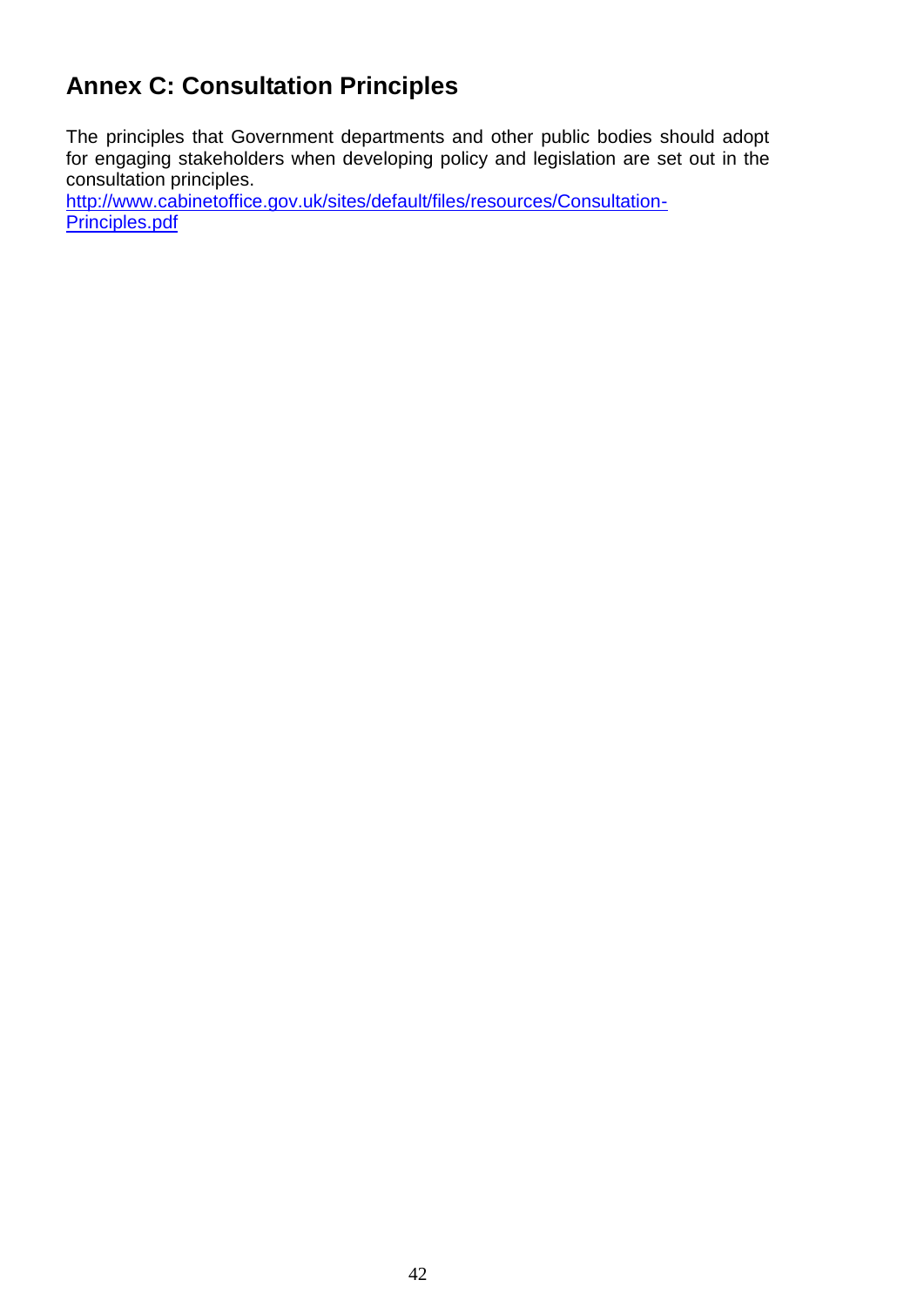## Annex C: Consultation Principles

The principles that Government departments and other public bodies should adopt for engaging stakeholders when developing policy and legislation are set out in the consultation principles.
[http://www.cabinetoffice.gov.uk/sites/default/files/resources/Consultation-Principles.pdf](http://www.cabinetoffice.gov.uk/sites/default/files/resources/Consultation-Principles.pdf)